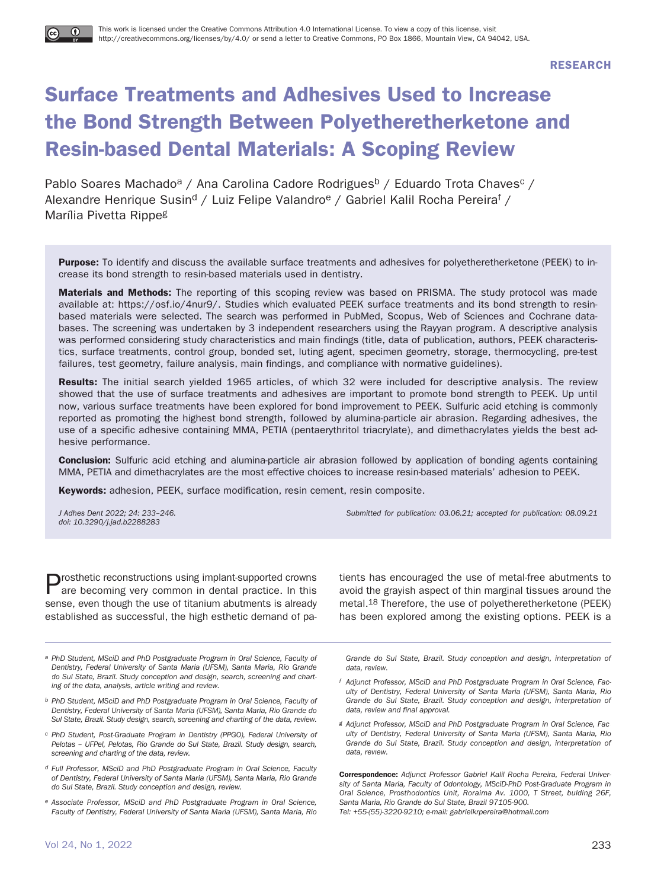This work is licensed under the Creative Commons Attribution 4.0 International License. To view a copy of this license, visit http://creativecommons.org/licenses/by/4.0/ or send a letter to Creative Commons, PO Box 1866, Mountain View, CA 94042, USA.

RESEARCH

# Surface Treatments and Adhesives Used to Increase the Bond Strength Between Polyetheretherketone and Resin-based Dental Materials: A Scoping Review

Pablo Soares Machado[a] / Ana Carolina Cadore Rodrigues[b] / Eduardo Trota Chaves[c] / Alexandre Henrique Susin[d] / Luiz Felipe Valandro[e] / Gabriel Kalil Rocha Pereira[f] / Marília Pivetta Rippe[g]

**Purpose:** To identify and discuss the available surface treatments and adhesives for polyetheretherketone (PEEK) to increase its bond strength to resin-based materials used in dentistry.

**Materials and Methods:** The reporting of this scoping review was based on PRISMA. The study protocol was made available at: https://osf.io/4nur9/. Studies which evaluated PEEK surface treatments and its bond strength to resin-based materials were selected. The search was performed in PubMed, Scopus, Web of Sciences and Cochrane databases. The screening was undertaken by 3 independent researchers using the Rayyan program. A descriptive analysis was performed considering study characteristics and main findings (title, data of publication, authors, PEEK characteristics, surface treatments, control group, bonded set, luting agent, specimen geometry, storage, thermocycling, pre-test failures, test geometry, failure analysis, main findings, and compliance with normative guidelines).

**Results:** The initial search yielded 1965 articles, of which 32 were included for descriptive analysis. The review showed that the use of surface treatments and adhesives are important to promote bond strength to PEEK. Up until now, various surface treatments have been explored for bond improvement to PEEK. Sulfuric acid etching is commonly reported as promoting the highest bond strength, followed by alumina-particle air abrasion. Regarding adhesives, the use of a specific adhesive containing MMA, PETIA (pentaerythritol triacrylate), and dimethacrylates yields the best adhesive performance.

**Conclusion:** Sulfuric acid etching and alumina-particle air abrasion followed by application of bonding agents containing MMA, PETIA and dimethacrylates are the most effective choices to increase resin-based materials' adhesion to PEEK.

**Keywords:** adhesion, PEEK, surface modification, resin cement, resin composite.

*J Adhes Dent 2022; 24: 233–246.*
*doi: 10.3290/j.jad.b2288283*

*Submitted for publication: 03.06.21; accepted for publication: 08.09.21*

Prosthetic reconstructions using implant-supported crowns are becoming very common in dental practice. In this sense, even though the use of titanium abutments is already established as successful, the high esthetic demand of patients has encouraged the use of metal-free abutments to avoid the grayish aspect of thin marginal tissues around the metal.[18] Therefore, the use of polyetheretherketone (PEEK) has been explored among the existing options. PEEK is a

---

[a] *PhD Student, MSciD and PhD Postgraduate Program in Oral Science, Faculty of Dentistry, Federal University of Santa Maria (UFSM), Santa Maria, Rio Grande do Sul State, Brazil. Study conception and design, search, screening and charting of the data, analysis, article writing and review.*

[b] *PhD Student, MSciD and PhD Postgraduate Program in Oral Science, Faculty of Dentistry, Federal University of Santa Maria (UFSM), Santa Maria, Rio Grande do Sul State, Brazil. Study design, search, screening and charting of the data, review.*

[c] *PhD Student, Post-Graduate Program in Dentistry (PPGO), Federal University of Pelotas – UFPel, Pelotas, Rio Grande do Sul State, Brazil. Study design, search, screening and charting of the data, review.*

[d] *Full Professor, MSciD and PhD Postgraduate Program in Oral Science, Faculty of Dentistry, Federal University of Santa Maria (UFSM), Santa Maria, Rio Grande do Sul State, Brazil. Study conception and design, review.*

[e] *Associate Professor, MSciD and PhD Postgraduate Program in Oral Science, Faculty of Dentistry, Federal University of Santa Maria (UFSM), Santa Maria, Rio Grande do Sul State, Brazil. Study conception and design, interpretation of data, review.*

[f] *Adjunct Professor, MSciD and PhD Postgraduate Program in Oral Science, Faculty of Dentistry, Federal University of Santa Maria (UFSM), Santa Maria, Rio Grande do Sul State, Brazil. Study conception and design, interpretation of data, review and final approval.*

[g] *Adjunct Professor, MSciD and PhD Postgraduate Program in Oral Science, Faculty of Dentistry, Federal University of Santa Maria (UFSM), Santa Maria, Rio Grande do Sul State, Brazil. Study conception and design, interpretation of data, review.*

**Correspondence:** *Adjunct Professor Gabriel Kalil Rocha Pereira, Federal University of Santa Maria, Faculty of Odontology, MSciD-PhD Post-Graduate Program in Oral Science, Prosthodontics Unit, Roraima Av. 1000, T Street, bulding 26F, Santa Maria, Rio Grande do Sul State, Brazil 97105-900. Tel: +55-(55)-3220-9210; e-mail: gabrielkrpereira@hotmail.com*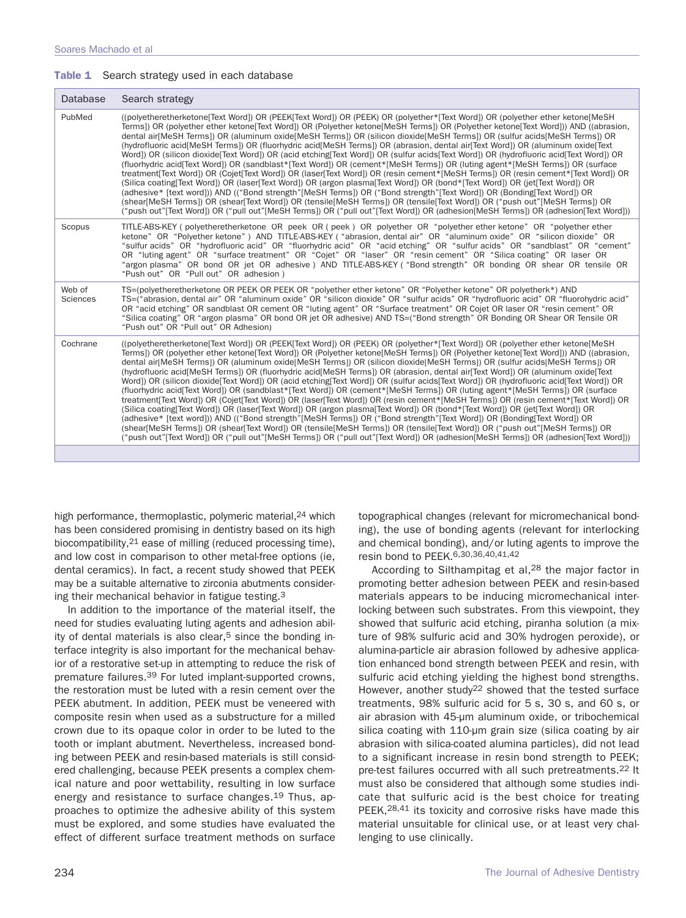**Table 1** Search strategy used in each database

| Database | Search strategy |
|---|---|
| PubMed | ((polyetheretherketone[Text Word]) OR (PEEK[Text Word]) OR (PEEK) OR (polyether*[Text Word]) OR (polyether ether ketone[MeSH Terms]) OR (polyether ether ketone[Text Word]) OR (Polyether ketone[MeSH Terms]) OR (Polyether ketone[Text Word])) AND ((abrasion, dental air[MeSH Terms]) OR (aluminum oxide[MeSH Terms]) OR (silicon dioxide[MeSH Terms]) OR (sulfur acids[MeSH Terms]) OR (hydrofluoric acid[MeSH Terms]) OR (fluorhydric acid[MeSH Terms]) OR (abrasion, dental air[Text Word]) OR (aluminum oxide[Text Word]) OR (silicon dioxide[Text Word]) OR (acid etching[Text Word]) OR (sulfur acids[Text Word]) OR (hydrofluoric acid[Text Word]) OR (fluorhydric acid[Text Word]) OR (sandblast*[Text Word]) OR (cement*[MeSH Terms]) OR (luting agent*[MeSH Terms]) OR (surface treatment[Text Word]) OR (Cojet[Text Word]) OR (laser[Text Word]) OR (resin cement*[MeSH Terms]) OR (resin cement*[Text Word]) OR (Silica coating[Text Word]) OR (laser[Text Word]) OR (argon plasma[Text Word]) OR (bond*[Text Word]) OR (jet[Text Word]) OR (adhesive* [text word])) AND (("Bond strength"[MeSH Terms]) OR ("Bond strength"[Text Word]) OR (Bonding[Text Word]) OR (shear[MeSH Terms]) OR (shear[Text Word]) OR (tensile[MeSH Terms]) OR (tensile[Text Word]) OR ("push out"[MeSH Terms]) OR ("push out"[Text Word]) OR ("pull out"[MeSH Terms]) OR ("pull out"[Text Word]) OR (adhesion[MeSH Terms]) OR (adhesion[Text Word])) |
| Scopus | TITLE-ABS-KEY ( polyetheretherketone OR peek OR ( peek ) OR polyether OR "polyether ether ketone" OR "polyether ether ketone" OR "Polyether ketone" ) AND TITLE-ABS-KEY ( "abrasion, dental air" OR "aluminum oxide" OR "silicon dioxide" OR "sulfur acids" OR "hydrofluoric acid" OR "fluorhydric acid" OR "acid etching" OR "sulfur acids" OR "sandblast" OR "cement" OR "luting agent" OR "surface treatment" OR "Cojet" OR "laser" OR "resin cement" OR "Silica coating" OR laser OR "argon plasma" OR bond OR jet OR adhesive ) AND TITLE-ABS-KEY ( "Bond strength" OR bonding OR shear OR tensile OR "Push out" OR "Pull out" OR adhesion ) |
| Web of Sciences | TS=(polyetheretherketone OR PEEK OR PEEK OR "polyether ether ketone" OR "Polyether ketone" OR polyetherk*) AND TS=("abrasion, dental air" OR "aluminum oxide" OR "silicon dioxide" OR "sulfur acids" OR "hydrofluoric acid" OR "fluorohydric acid" OR "acid etching" OR sandblast OR cement OR "luting agent" OR "Surface treatment" OR Cojet OR laser OR "resin cement" OR "Silica coating" OR "argon plasma" OR bond OR jet OR adhesive) AND TS=("Bond strength" OR Bonding OR Shear OR Tensile OR "Push out" OR "Pull out" OR Adhesion) |
| Cochrane | ((polyetheretherketone[Text Word]) OR (PEEK[Text Word]) OR (PEEK) OR (polyether*[Text Word]) OR (polyether ether ketone[MeSH Terms]) OR (polyether ether ketone[Text Word]) OR (Polyether ketone[MeSH Terms]) OR (Polyether ketone[Text Word])) AND ((abrasion, dental air[MeSH Terms]) OR (aluminum oxide[MeSH Terms]) OR (silicon dioxide[MeSH Terms]) OR (sulfur acids[MeSH Terms]) OR (hydrofluoric acid[MeSH Terms]) OR (fluorhydric acid[MeSH Terms]) OR (abrasion, dental air[Text Word]) OR (aluminum oxide[Text Word]) OR (silicon dioxide[Text Word]) OR (acid etching[Text Word]) OR (sulfur acids[Text Word]) OR (hydrofluoric acid[Text Word]) OR (fluorhydric acid[Text Word]) OR (sandblast*[Text Word]) OR (cement*[MeSH Terms]) OR (luting agent*[MeSH Terms]) OR (surface treatment[Text Word]) OR (Cojet[Text Word]) OR (laser[Text Word]) OR (resin cement*[MeSH Terms]) OR (resin cement*[Text Word]) OR (Silica coating[Text Word]) OR (laser[Text Word]) OR (argon plasma[Text Word]) OR (bond*[Text Word]) OR (jet[Text Word]) OR (adhesive* [text word])) AND (("Bond strength"[MeSH Terms]) OR ("Bond strength"[Text Word]) OR (Bonding[Text Word]) OR (shear[MeSH Terms]) OR (shear[Text Word]) OR (tensile[MeSH Terms]) OR (tensile[Text Word]) OR ("push out"[MeSH Terms]) OR ("push out"[Text Word]) OR ("pull out"[MeSH Terms]) OR ("pull out"[Text Word]) OR (adhesion[MeSH Terms]) OR (adhesion[Text Word])) |

high performance, thermoplastic, polymeric material,[24] which has been considered promising in dentistry based on its high biocompatibility,[21] ease of milling (reduced processing time), and low cost in comparison to other metal-free options (ie, dental ceramics). In fact, a recent study showed that PEEK may be a suitable alternative to zirconia abutments considering their mechanical behavior in fatigue testing.[3]

In addition to the importance of the material itself, the need for studies evaluating luting agents and adhesion ability of dental materials is also clear,[5] since the bonding interface integrity is also important for the mechanical behavior of a restorative set-up in attempting to reduce the risk of premature failures.[39] For luted implant-supported crowns, the restoration must be luted with a resin cement over the PEEK abutment. In addition, PEEK must be veneered with composite resin when used as a substructure for a milled crown due to its opaque color in order to be luted to the tooth or implant abutment. Nevertheless, increased bonding between PEEK and resin-based materials is still considered challenging, because PEEK presents a complex chemical nature and poor wettability, resulting in low surface energy and resistance to surface changes.[19] Thus, approaches to optimize the adhesive ability of this system must be explored, and some studies have evaluated the effect of different surface treatment methods on surface topographical changes (relevant for micromechanical bonding), the use of bonding agents (relevant for interlocking and chemical bonding), and/or luting agents to improve the resin bond to PEEK.[6,30,36,40,41,42]

According to Silthampitag et al,[28] the major factor in promoting better adhesion between PEEK and resin-based materials appears to be inducing micromechanical interlocking between such substrates. From this viewpoint, they showed that sulfuric acid etching, piranha solution (a mixture of 98% sulfuric acid and 30% hydrogen peroxide), or alumina-particle air abrasion followed by adhesive application enhanced bond strength between PEEK and resin, with sulfuric acid etching yielding the highest bond strengths. However, another study[22] showed that the tested surface treatments, 98% sulfuric acid for 5 s, 30 s, and 60 s, or air abrasion with 45-µm aluminum oxide, or tribochemical silica coating with 110-µm grain size (silica coating by air abrasion with silica-coated alumina particles), did not lead to a significant increase in resin bond strength to PEEK; pre-test failures occurred with all such pretreatments.[22] It must also be considered that although some studies indicate that sulfuric acid is the best choice for treating PEEK,[28,41] its toxicity and corrosive risks have made this material unsuitable for clinical use, or at least very challenging to use clinically.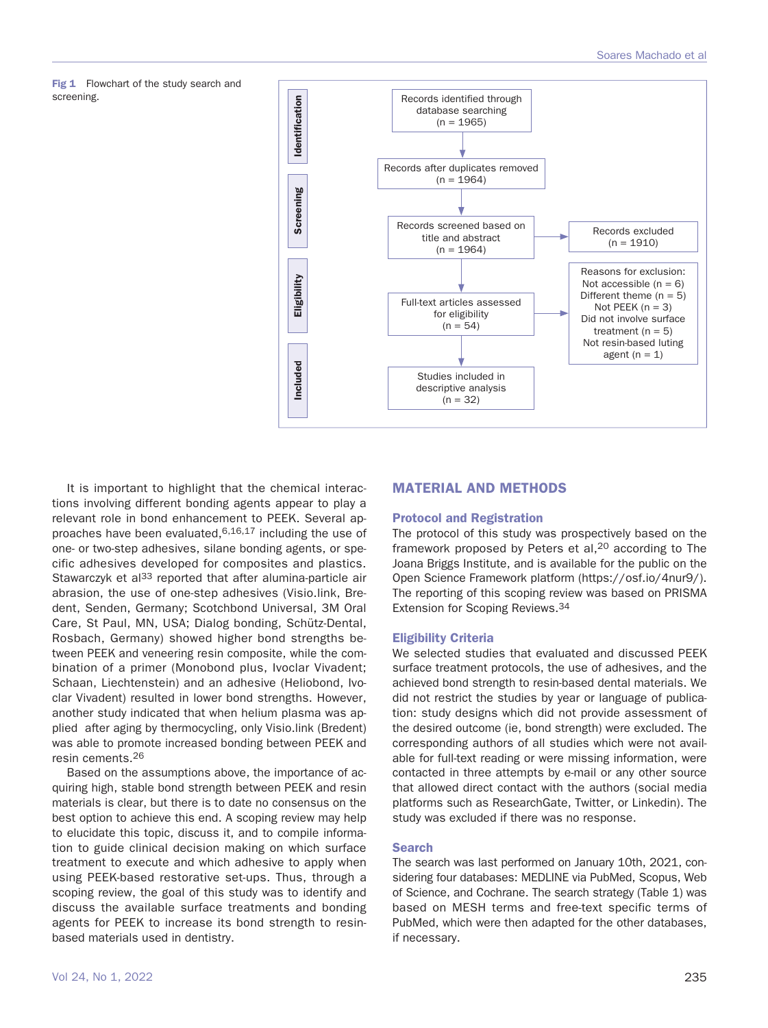**Fig 1** Flowchart of the study search and screening.

| Stage | Flow | Excluded |
|---|---|---|
| Identification | Records identified through database searching (n = 1965) | |
| | Records after duplicates removed (n = 1964) | |
| Screening | Records screened based on title and abstract (n = 1964) | Records excluded (n = 1910) |
| Eligibility | Full-text articles assessed for eligibility (n = 54) | Reasons for exclusion: Not accessible (n = 6) Different theme (n = 5) Not PEEK (n = 3) Did not involve surface treatment (n = 5) Not resin-based luting agent (n = 1) |
| Included | Studies included in descriptive analysis (n = 32) | |

It is important to highlight that the chemical interactions involving different bonding agents appear to play a relevant role in bond enhancement to PEEK. Several approaches have been evaluated,[6,16,17] including the use of one- or two-step adhesives, silane bonding agents, or specific adhesives developed for composites and plastics. Stawarczyk et al[33] reported that after alumina-particle air abrasion, the use of one-step adhesives (Visio.link, Bredent, Senden, Germany; Scotchbond Universal, 3M Oral Care, St Paul, MN, USA; Dialog bonding, Schütz-Dental, Rosbach, Germany) showed higher bond strengths between PEEK and veneering resin composite, while the combination of a primer (Monobond plus, Ivoclar Vivadent; Schaan, Liechtenstein) and an adhesive (Heliobond, Ivoclar Vivadent) resulted in lower bond strengths. However, another study indicated that when helium plasma was applied after aging by thermocycling, only Visio.link (Bredent) was able to promote increased bonding between PEEK and resin cements.[26]

Based on the assumptions above, the importance of acquiring high, stable bond strength between PEEK and resin materials is clear, but there is to date no consensus on the best option to achieve this end. A scoping review may help to elucidate this topic, discuss it, and to compile information to guide clinical decision making on which surface treatment to execute and which adhesive to apply when using PEEK-based restorative set-ups. Thus, through a scoping review, the goal of this study was to identify and discuss the available surface treatments and bonding agents for PEEK to increase its bond strength to resin-based materials used in dentistry.

## MATERIAL AND METHODS

### Protocol and Registration

The protocol of this study was prospectively based on the framework proposed by Peters et al,[20] according to The Joana Briggs Institute, and is available for the public on the Open Science Framework platform (https://osf.io/4nur9/). The reporting of this scoping review was based on PRISMA Extension for Scoping Reviews.[34]

### Eligibility Criteria

We selected studies that evaluated and discussed PEEK surface treatment protocols, the use of adhesives, and the achieved bond strength to resin-based dental materials. We did not restrict the studies by year or language of publication: study designs which did not provide assessment of the desired outcome (ie, bond strength) were excluded. The corresponding authors of all studies which were not available for full-text reading or were missing information, were contacted in three attempts by e-mail or any other source that allowed direct contact with the authors (social media platforms such as ResearchGate, Twitter, or Linkedin). The study was excluded if there was no response.

### Search

The search was last performed on January 10th, 2021, considering four databases: MEDLINE via PubMed, Scopus, Web of Science, and Cochrane. The search strategy (Table 1) was based on MESH terms and free-text specific terms of PubMed, which were then adapted for the other databases, if necessary.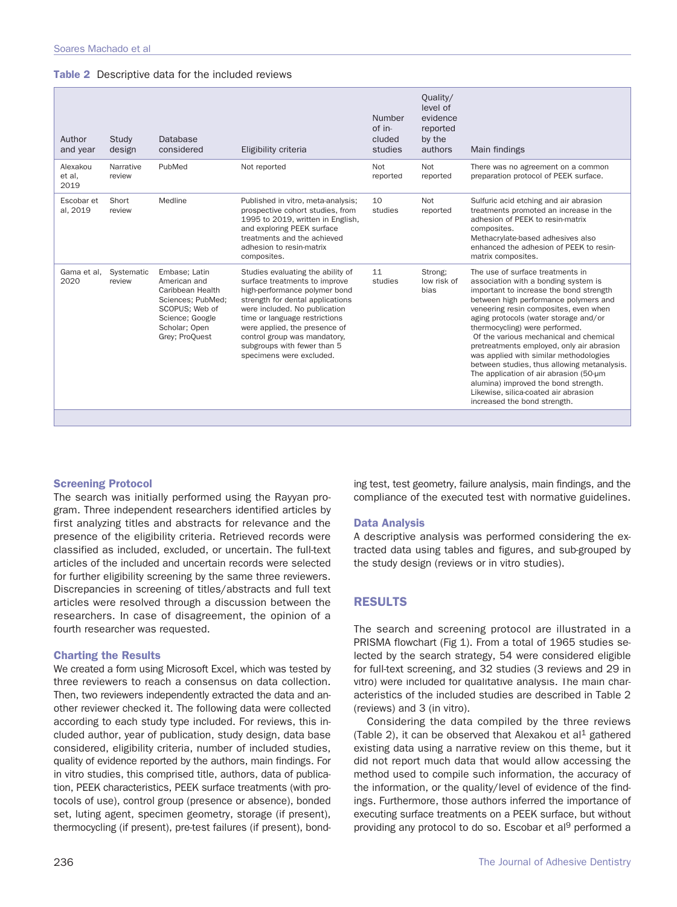**Table 2** Descriptive data for the included reviews

| Author and year | Study design | Database considered | Eligibility criteria | Number of included studies | Quality/level of evidence reported by the authors | Main findings |
|---|---|---|---|---|---|---|
| Alexakou et al, 2019 | Narrative review | PubMed | Not reported | Not reported | Not reported | There was no agreement on a common preparation protocol of PEEK surface. |
| Escobar et al, 2019 | Short review | Medline | Published in vitro, meta-analysis; prospective cohort studies, from 1995 to 2019, written in English, and exploring PEEK surface treatments and the achieved adhesion to resin-matrix composites. | 10 studies | Not reported | Sulfuric acid etching and air abrasion treatments promoted an increase in the adhesion of PEEK to resin-matrix composites. Methacrylate-based adhesives also enhanced the adhesion of PEEK to resin-matrix composites. |
| Gama et al, 2020 | Systematic review | Embase; Latin American and Caribbean Health Sciences; PubMed; SCOPUS; Web of Science; Google Scholar; Open Grey; ProQuest | Studies evaluating the ability of surface treatments to improve high-performance polymer bond strength for dental applications were included. No publication time or language restrictions were applied, the presence of control group was mandatory, subgroups with fewer than 5 specimens were excluded. | 11 studies | Strong; low risk of bias | The use of surface treatments in association with a bonding system is important to increase the bond strength between high performance polymers and veneering resin composites, even when aging protocols (water storage and/or thermocycling) were performed. Of the various mechanical and chemical pretreatments employed, only air abrasion was applied with similar methodologies between studies, thus allowing metanalysis. The application of air abrasion (50-µm alumina) improved the bond strength. Likewise, silica-coated air abrasion increased the bond strength. |

### Screening Protocol

The search was initially performed using the Rayyan program. Three independent researchers identified articles by first analyzing titles and abstracts for relevance and the presence of the eligibility criteria. Retrieved records were classified as included, excluded, or uncertain. The full-text articles of the included and uncertain records were selected for further eligibility screening by the same three reviewers. Discrepancies in screening of titles/abstracts and full text articles were resolved through a discussion between the researchers. In case of disagreement, the opinion of a fourth researcher was requested.

### Charting the Results

We created a form using Microsoft Excel, which was tested by three reviewers to reach a consensus on data collection. Then, two reviewers independently extracted the data and another reviewer checked it. The following data were collected according to each study type included. For reviews, this included author, year of publication, study design, data base considered, eligibility criteria, number of included studies, quality of evidence reported by the authors, main findings. For in vitro studies, this comprised title, authors, data of publication, PEEK characteristics, PEEK surface treatments (with protocols of use), control group (presence or absence), bonded set, luting agent, specimen geometry, storage (if present), thermocycling (if present), pre-test failures (if present), bonding test, test geometry, failure analysis, main findings, and the compliance of the executed test with normative guidelines.

### Data Analysis

A descriptive analysis was performed considering the extracted data using tables and figures, and sub-grouped by the study design (reviews or in vitro studies).

## RESULTS

The search and screening protocol are illustrated in a PRISMA flowchart (Fig 1). From a total of 1965 studies selected by the search strategy, 54 were considered eligible for full-text screening, and 32 studies (3 reviews and 29 in vitro) were included for qualitative analysis. The main characteristics of the included studies are described in Table 2 (reviews) and 3 (in vitro).

Considering the data compiled by the three reviews (Table 2), it can be observed that Alexakou et al[1] gathered existing data using a narrative review on this theme, but it did not report much data that would allow accessing the method used to compile such information, the accuracy of the information, or the quality/level of evidence of the findings. Furthermore, those authors inferred the importance of executing surface treatments on a PEEK surface, but without providing any protocol to do so. Escobar et al[9] performed a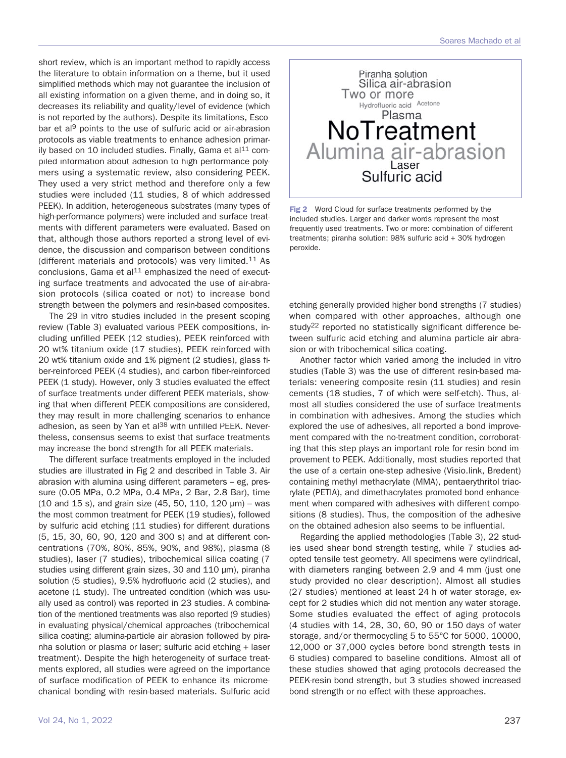short review, which is an important method to rapidly access the literature to obtain information on a theme, but it used simplified methods which may not guarantee the inclusion of all existing information on a given theme, and in doing so, it decreases its reliability and quality/level of evidence (which is not reported by the authors). Despite its limitations, Escobar et al[9] points to the use of sulfuric acid or air-abrasion protocols as viable treatments to enhance adhesion primarily based on 10 included studies. Finally, Gama et al[11] compiled information about adhesion to high performance polymers using a systematic review, also considering PEEK. They used a very strict method and therefore only a few studies were included (11 studies, 8 of which addressed PEEK). In addition, heterogeneous substrates (many types of high-performance polymers) were included and surface treatments with different parameters were evaluated. Based on that, although those authors reported a strong level of evidence, the discussion and comparison between conditions (different materials and protocols) was very limited.[11] As conclusions, Gama et al[11] emphasized the need of executing surface treatments and advocated the use of air-abrasion protocols (silica coated or not) to increase bond strength between the polymers and resin-based composites.

The 29 in vitro studies included in the present scoping review (Table 3) evaluated various PEEK compositions, including unfilled PEEK (12 studies), PEEK reinforced with 20 wt% titanium oxide (17 studies), PEEK reinforced with 20 wt% titanium oxide and 1% pigment (2 studies), glass fiber-reinforced PEEK (4 studies), and carbon fiber-reinforced PEEK (1 study). However, only 3 studies evaluated the effect of surface treatments under different PEEK materials, showing that when different PEEK compositions are considered, they may result in more challenging scenarios to enhance adhesion, as seen by Yan et al[38] with unfilled PEEK. Nevertheless, consensus seems to exist that surface treatments may increase the bond strength for all PEEK materials.

The different surface treatments employed in the included studies are illustrated in Fig 2 and described in Table 3. Air abrasion with alumina using different parameters – eg, pressure (0.05 MPa, 0.2 MPa, 0.4 MPa, 2 Bar, 2.8 Bar), time (10 and 15 s), and grain size (45, 50, 110, 120 μm) – was the most common treatment for PEEK (19 studies), followed by sulfuric acid etching (11 studies) for different durations (5, 15, 30, 60, 90, 120 and 300 s) and at different concentrations (70%, 80%, 85%, 90%, and 98%), plasma (8 studies), laser (7 studies), tribochemical silica coating (7 studies using different grain sizes, 30 and 110 μm), piranha solution (5 studies), 9.5% hydrofluoric acid (2 studies), and acetone (1 study). The untreated condition (which was usually used as control) was reported in 23 studies. A combination of the mentioned treatments was also reported (9 studies) in evaluating physical/chemical approaches (tribochemical silica coating; alumina-particle air abrasion followed by piranha solution or plasma or laser; sulfuric acid etching + laser treatment). Despite the high heterogeneity of surface treatments explored, all studies were agreed on the importance of surface modification of PEEK to enhance its micromechanical bonding with resin-based materials. Sulfuric acid etching generally provided higher bond strengths (7 studies) when compared with other approaches, although one study[22] reported no statistically significant difference between sulfuric acid etching and alumina particle air abrasion or with tribochemical silica coating.

Piranha solution
Silica air-abrasion
Two or more
Hydrofluoric acid Acetone
Plasma
NoTreatment
Alumina air-abrasion
Laser
Sulfuric acid

**Fig 2** Word Cloud for surface treatments performed by the included studies. Larger and darker words represent the most frequently used treatments. Two or more: combination of different treatments; piranha solution: 98% sulfuric acid + 30% hydrogen peroxide.

Another factor which varied among the included in vitro studies (Table 3) was the use of different resin-based materials: veneering composite resin (11 studies) and resin cements (18 studies, 7 of which were self-etch). Thus, almost all studies considered the use of surface treatments in combination with adhesives. Among the studies which explored the use of adhesives, all reported a bond improvement compared with the no-treatment condition, corroborating that this step plays an important role for resin bond improvement to PEEK. Additionally, most studies reported that the use of a certain one-step adhesive (Visio.link, Bredent) containing methyl methacrylate (MMA), pentaerythritol triacrylate (PETIA), and dimethacrylates promoted bond enhancement when compared with adhesives with different compositions (8 studies). Thus, the composition of the adhesive on the obtained adhesion also seems to be influential.

Regarding the applied methodologies (Table 3), 22 studies used shear bond strength testing, while 7 studies adopted tensile test geometry. All specimens were cylindrical, with diameters ranging between 2.9 and 4 mm (just one study provided no clear description). Almost all studies (27 studies) mentioned at least 24 h of water storage, except for 2 studies which did not mention any water storage. Some studies evaluated the effect of aging protocols (4 studies with 14, 28, 30, 60, 90 or 150 days of water storage, and/or thermocycling 5 to 55°C for 5000, 10000, 12,000 or 37,000 cycles before bond strength tests in 6 studies) compared to baseline conditions. Almost all of these studies showed that aging protocols decreased the PEEK-resin bond strength, but 3 studies showed increased bond strength or no effect with these approaches.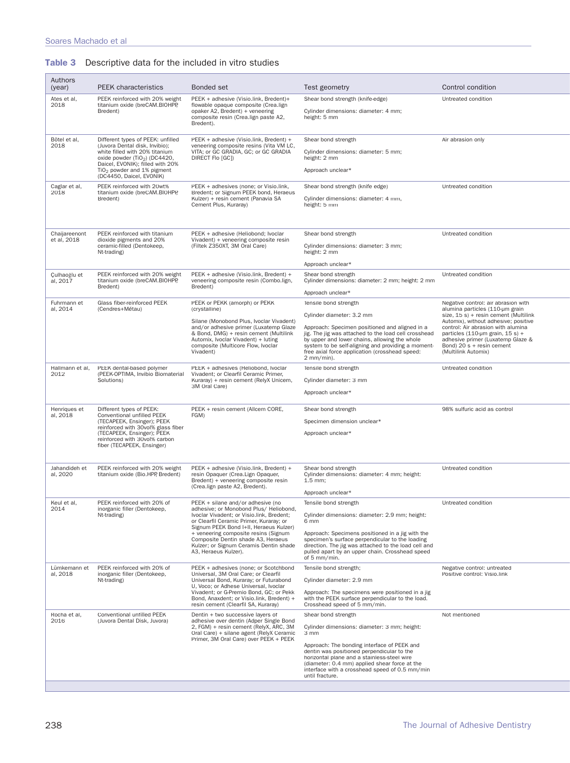**Table 3** Descriptive data for the included in vitro studies

| Authors (year) | PEEK characteristics | Bonded set | Test geometry | Control condition |
|---|---|---|---|---|
| Ates et al, 2018 | PEEK reinforced with 20% weight titanium oxide (breCAM.BIOHPP, Bredent) | PEEK + adhesive (Visio.link, Bredent)+ flowable opaque composite (Crea.lign opaker A2, Bredent) + veneering composite resin (Crea.lign paste A2, Bredent). | Shear bond strength (knife-edge)<br><br>Cylinder dimensions: diameter: 4 mm; height: 5 mm | Untreated condition |
| Bötel et al, 2018 | Different types of PEEK: unfilled (Juvora Dental disk, Invibio); white filled with 20% titanium oxide powder ($TiO_2$) (DC4420, Daicel, EVONIK); filled with 20% $TiO_2$ powder and 1% pigment (DC4450, Daicel, EVONIK) | PEEK + adhesive (Visio.link, Bredent) + veneering composite resins (Vita VM LC, VITA; or GC GRADIA, GC; or GC GRADIA DIRECT Flo [GC]) | Shear bond strength<br><br>Cylinder dimensions: diameter: 5 mm; height: 2 mm<br><br>Approach unclear* | Air abrasion only |
| Caglar et al, 2018 | PEEK reinforced with 20wt% titanium oxide (breCAM.BIOHPP, Bredent) | PEEK + adhesives (none; or Visio.link, Bredent; or Signum PEEK bond, Heraeus Kulzer) + resin cement (Panavia SA Cement Plus, Kuraray) | Shear bond strength (knife edge)<br><br>Cylinder dimensions: diameter: 4 mm, height: 5 mm | Untreated condition |
| Chaijareenont et al, 2018 | PEEK reinforced with titanium dioxide pigments and 20% ceramic-filled (Dentokeep, Nt-trading) | PEEK + adhesive (Heliobond; Ivoclar Vivadent) + veneering composite resin (Filtek Z350XT, 3M Oral Care) | Shear bond strength<br><br>Cylinder dimensions: diameter: 3 mm; height: 2 mm<br><br>Approach unclear* | Untreated condition |
| Çulhaoğlu et al, 2017 | PEEK reinforced with 20% weight titanium oxide (breCAM.BIOHPP, Bredent) | PEEK + adhesive (Visio.link, Bredent) + veneering composite resin (Combo.lign, Bredent) | Shear bond strength<br>Cylinder dimensions: diameter: 2 mm; height: 2 mm<br><br>Approach unclear* | Untreated condition |
| Fuhrmann et al, 2014 | Glass fiber-reinforced PEEK (Cendres+Métau) | PEEK or PEKK (amorph) or PEKK (crystalline)<br><br>Silane (Monobond Plus, Ivoclar Vivadent) and/or adhesive primer (Luxatemp Glaze & Bond, DMG) + resin cement (Multilink Automix, Ivoclar Vivadent) + luting composite (Multicore Flow, Ivoclar Vivadent) | Tensile bond strength<br><br>Cylinder diameter: 3.2 mm<br><br>Approach: Specimen positioned and aligned in a jig. The jig was attached to the load cell crosshead by upper and lower chains, allowing the whole system to be self-aligning and providing a moment-free axial force application (crosshead speed: 2 mm/min). | Negative control: air abrasion with alumina particles (110-µm grain size, 15 s) + resin cement (Multilink Automix), without adhesive; positive control: Air abrasion with alumina particles (110-µm grain, 15 s) + adhesive primer (Luxatemp Glaze & Bond) 20 s + resin cement (Multilink Automix) |
| Hallmann et al, 2012 | PEEK dental-based polymer (PEEK-OPTIMA, Invibio Biomaterial Solutions) | PEEK + adhesives (Heliobond, Ivoclar Vivadent; or Clearfil Ceramic Primer, Kuraray) + resin cement (RelyX Unicem, 3M Oral Care) | Tensile bond strength<br><br>Cylinder diameter: 3 mm<br><br>Approach unclear* | Untreated condition |
| Henriques et al, 2018 | Different types of PEEK: Conventional unfilled PEEK (TECAPEEK, Ensinger); PEEK reinforced with 30vol% glass fiber (TECAPEEK, Ensinger); PEEK reinforced with 30vol% carbon fiber (TECAPEEK, Ensinger) | PEEK + resin cement (Allcem CORE, FGM) | Shear bond strength<br><br>Specimen dimension unclear*<br><br>Approach unclear* | 98% sulfuric acid as control |
| Jahandideh et al, 2020 | PEEK reinforced with 20% weight titanium oxide (Bio.HPP, Bredent) | PEEK + adhesive (Visio.link, Bredent) + resin Opaquer (Crea.Lign Opaquer, Bredent) + veneering composite resin (Crea.lign paste A2, Bredent). | Shear bond strength<br>Cylinder dimensions: diameter: 4 mm; height: 1.5 mm;<br><br>Approach unclear* | Untreated condition |
| Keul et al, 2014 | PEEK reinforced with 20% of inorganic filler (Dentokeep, Nt-trading) | PEEK + silane and/or adhesive (no adhesive; or Monobond Plus/ Heliobond, Ivoclar Vivadent; or Visio.link, Bredent; or Clearfil Ceramic Primer, Kuraray; or Signum PEEK Bond I+II, Heraeus Kulzer) + veneering composite resins (Signum Composite Dentin shade A3, Heraeus Kulzer; or Signum Ceramis Dentin shade A3, Heraeus Kulzer). | Tensile bond strength<br><br>Cylinder dimensions: diameter: 2.9 mm; height: 6 mm<br><br>Approach: Specimens positioned in a jig with the specimen's surface perpendicular to the loading direction. The jig was attached to the load cell and pulled apart by an upper chain. Crosshead speed of 5 mm/min. | Untreated condition |
| Lümkemann et al, 2018 | PEEK reinforced with 20% of inorganic filler (Dentokeep, Nt-trading) | PEEK + adhesives (none; or Scotchbond Universal, 3M Oral Care; or Clearfil Universal Bond, Kuraray; or Futurabond U, Voco; or Adhese Universal, Ivoclar Vivadent; or G-Premio Bond, GC; or Pekk Bond, Anaxdent; or Visio.link, Bredent) + resin cement (Clearfil SA, Kuraray) | Tensile bond strength;<br><br>Cylinder diameter: 2.9 mm<br><br>Approach: The specimens were positioned in a jig with the PEEK surface perpendicular to the load. Crosshead speed of 5 mm/min. | Negative control: untreated<br>Positive control: Visio.link |
| Rocha et al, 2016 | Conventional unfilled PEEK (Juvora Dental Disk, Juvora) | Dentin + two successive layers of adhesive over dentin (Adper Single Bond 2, FGM) + resin cement (RelyX, ARC, 3M Oral Care) + silane agent (RelyX Ceramic Primer, 3M Oral Care) over PEEK + PEEK | Shear bond strength<br><br>Cylinder dimensions: diameter: 3 mm; height: 3 mm<br><br>Approach: The bonding interface of PEEK and dentin was positioned perpendicular to the horizontal plane and a stainless-steel wire (diameter: 0.4 mm) applied shear force at the interface with a crosshead speed of 0.5 mm/min until fracture. | Not mentioned |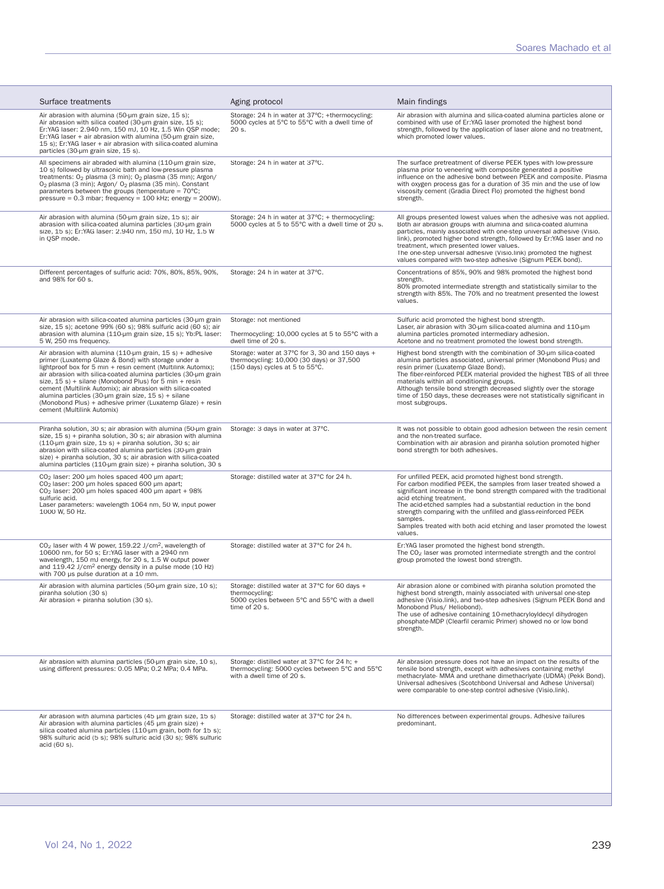| Surface treatments | Aging protocol | Main findings |
|---|---|---|
| Air abrasion with alumina (50-µm grain size, 15 s); Air abrasion with silica coated (30-µm grain size, 15 s); Er:YAG laser: 2.940 nm, 150 mJ, 10 Hz, 1.5 Win QSP mode; Er:YAG laser + air abrasion with alumina (50-µm grain size, 15 s); Er:YAG laser + air abrasion with silica-coated alumina particles (30-µm grain size, 15 s). | Storage: 24 h in water at 37°C; +thermocycling: 5000 cycles at 5°C to 55°C with a dwell time of 20 s. | Air abrasion with alumina and silica-coated alumina particles alone or combined with use of Er:YAG laser promoted the highest bond strength, followed by the application of laser alone and no treatment, which promoted lower values. |
| All specimens air abraded with alumina (110-µm grain size, 10 s) followed by ultrasonic bath and low-pressure plasma treatments: $O_2$ plasma (3 min); $O_2$ plasma (35 min); Argon/ $O_2$ plasma (3 min); Argon/ $O_2$ plasma (35 min). Constant parameters between the groups (temperature = 70°C; pressure = 0.3 mbar; frequency = 100 kHz; energy = 200W). | Storage: 24 h in water at 37°C. | The surface pretreatment of diverse PEEK types with low-pressure plasma prior to veneering with composite generated a positive influence on the adhesive bond between PEEK and composite. Plasma with oxygen process gas for a duration of 35 min and the use of low viscosity cement (Gradia Direct Flo) promoted the highest bond strength. |
| Air abrasion with alumina (50-µm grain size, 15 s); air abrasion with silica-coated alumina particles (30-µm grain size, 15 s); Er:YAG laser: 2.940 nm, 150 mJ, 10 Hz, 1.5 W in QSP mode. | Storage: 24 h in water at 37°C; + thermocycling: 5000 cycles at 5 to 55°C with a dwell time of 20 s. | All groups presented lowest values when the adhesive was not applied. Both air abrasion groups with alumina and silica-coated alumina particles, mainly associated with one-step universal adhesive (Visio.link), promoted higher bond strength, followed by Er:YAG laser and no treatment, which presented lower values.<br>The one-step universal adhesive (Visio.link) promoted the highest values compared with two-step adhesive (Signum PEEK bond). |
| Different percentages of sulfuric acid: 70%, 80%, 85%, 90%, and 98% for 60 s. | Storage: 24 h in water at 37°C. | Concentrations of 85%, 90% and 98% promoted the highest bond strength.<br>80% promoted intermediate strength and statistically similar to the strength with 85%. The 70% and no treatment presented the lowest values. |
| Air abrasion with silica-coated alumina particles (30-µm grain size, 15 s); acetone 99% (60 s); 98% sulfuric acid (60 s); air abrasion with alumina (110-µm grain size, 15 s); Yb:PL laser: 5 W, 250 ms frequency. | Storage: not mentioned<br><br>Thermocycling: 10,000 cycles at 5 to 55°C with a dwell time of 20 s. | Sulfuric acid promoted the highest bond strength.<br>Laser, air abrasion with 30-µm silica-coated alumina and 110-µm alumina particles promoted intermediary adhesion.<br>Acetone and no treatment promoted the lowest bond strength. |
| Air abrasion with alumina (110-µm grain, 15 s) + adhesive primer (Luxatemp Glaze & Bond) with storage under a lightproof box for 5 min + resin cement (Multilink Automix); air abrasion with silica-coated alumina particles (30-µm grain size, 15 s) + silane (Monobond Plus) for 5 min + resin cement (Multilink Automix); air abrasion with silica-coated alumina particles (30-µm grain size, 15 s) + silane (Monobond Plus) + adhesive primer (Luxatemp Glaze) + resin cement (Multilink Automix) | Storage: water at 37°C for 3, 30 and 150 days + thermocycling: 10,000 (30 days) or 37,500 (150 days) cycles at 5 to 55°C. | Highest bond strength with the combination of 30-µm silica-coated alumina particles associated, universal primer (Monobond Plus) and resin primer (Luxatemp Glaze Bond).<br>The fiber-reinforced PEEK material provided the highest TBS of all three materials within all conditioning groups.<br>Although tensile bond strength decreased slightly over the storage time of 150 days, these decreases were not statistically significant in most subgroups. |
| Piranha solution, 30 s; air abrasion with alumina (50-µm grain size, 15 s) + piranha solution, 30 s; air abrasion with alumina (110-µm grain size, 15 s) + piranha solution, 30 s; air abrasion with silica-coated alumina particles (30-µm grain size) + piranha solution, 30 s; air abrasion with silica-coated alumina particles (110-µm grain size) + piranha solution, 30 s | Storage: 3 days in water at 37°C. | It was not possible to obtain good adhesion between the resin cement and the non-treated surface.<br>Combination with air abrasion and piranha solution promoted higher bond strength for both adhesives. |
| $CO_2$ laser: 200 µm holes spaced 400 µm apart;<br>$CO_2$ laser: 200 µm holes spaced 600 µm apart;<br>$CO_2$ laser: 200 µm holes spaced 400 µm apart + 98% sulfuric acid.<br>Laser parameters: wavelength 1064 nm, 50 W, input power 1000 W, 50 Hz. | Storage: distilled water at 37°C for 24 h. | For unfilled PEEK, acid promoted highest bond strength.<br>For carbon modified PEEK, the samples from laser treated showed a significant increase in the bond strength compared with the traditional acid etching treatment.<br>The acid-etched samples had a substantial reduction in the bond strength comparing with the unfilled and glass-reinforced PEEK samples.<br>Samples treated with both acid etching and laser promoted the lowest values. |
| $CO_2$ laser with 4 W power, 159.22 J/cm$^2$, wavelength of 10600 nm, for 50 s; Er:YAG laser with a 2940 nm wavelength, 150 mJ energy, for 20 s, 1.5 W output power and 119.42 J/cm$^2$ energy density in a pulse mode (10 Hz) with 700 µs pulse duration at a 10 mm. | Storage: distilled water at 37°C for 24 h. | Er:YAG laser promoted the highest bond strength.<br>The $CO_2$ laser was promoted intermediate strength and the control group promoted the lowest bond strength. |
| Air abrasion with alumina particles (50-µm grain size, 10 s); piranha solution (30 s)<br>Air abrasion + piranha solution (30 s). | Storage: distilled water at 37°C for 60 days + thermocycling:<br>5000 cycles between 5°C and 55°C with a dwell time of 20 s. | Air abrasion alone or combined with piranha solution promoted the highest bond strength, mainly associated with universal one-step adhesive (Visio.link), and two-step adhesives (Signum PEEK Bond and Monobond Plus/ Heliobond).<br>The use of adhesive containing 10-methacryloyldecyl dihydrogen phosphate-MDP (Clearfil ceramic Primer) showed no or low bond strength. |
| Air abrasion with alumina particles (50-µm grain size, 10 s), using different pressures: 0.05 MPa; 0.2 MPa; 0.4 MPa. | Storage: distilled water at 37°C for 24 h; + thermocycling: 5000 cycles between 5°C and 55°C with a dwell time of 20 s. | Air abrasion pressure does not have an impact on the results of the tensile bond strength, except with adhesives containing methyl methacrylate- MMA and urethane dimethacrylate (UDMA) (Pekk Bond). Universal adhesives (Scotchbond Universal and Adhese Universal) were comparable to one-step control adhesive (Visio.link). |
| Air abrasion with alumina particles (45 µm grain size, 15 s)<br>Air abrasion with alumina particles (45 µm grain size) + silica coated alumina particles (110-µm grain, both for 15 s); 98% sulfuric acid (5 s); 98% sulfuric acid (30 s); 98% sulfuric acid (60 s). | Storage: distilled water at 37°C for 24 h. | No differences between experimental groups. Adhesive failures predominant. |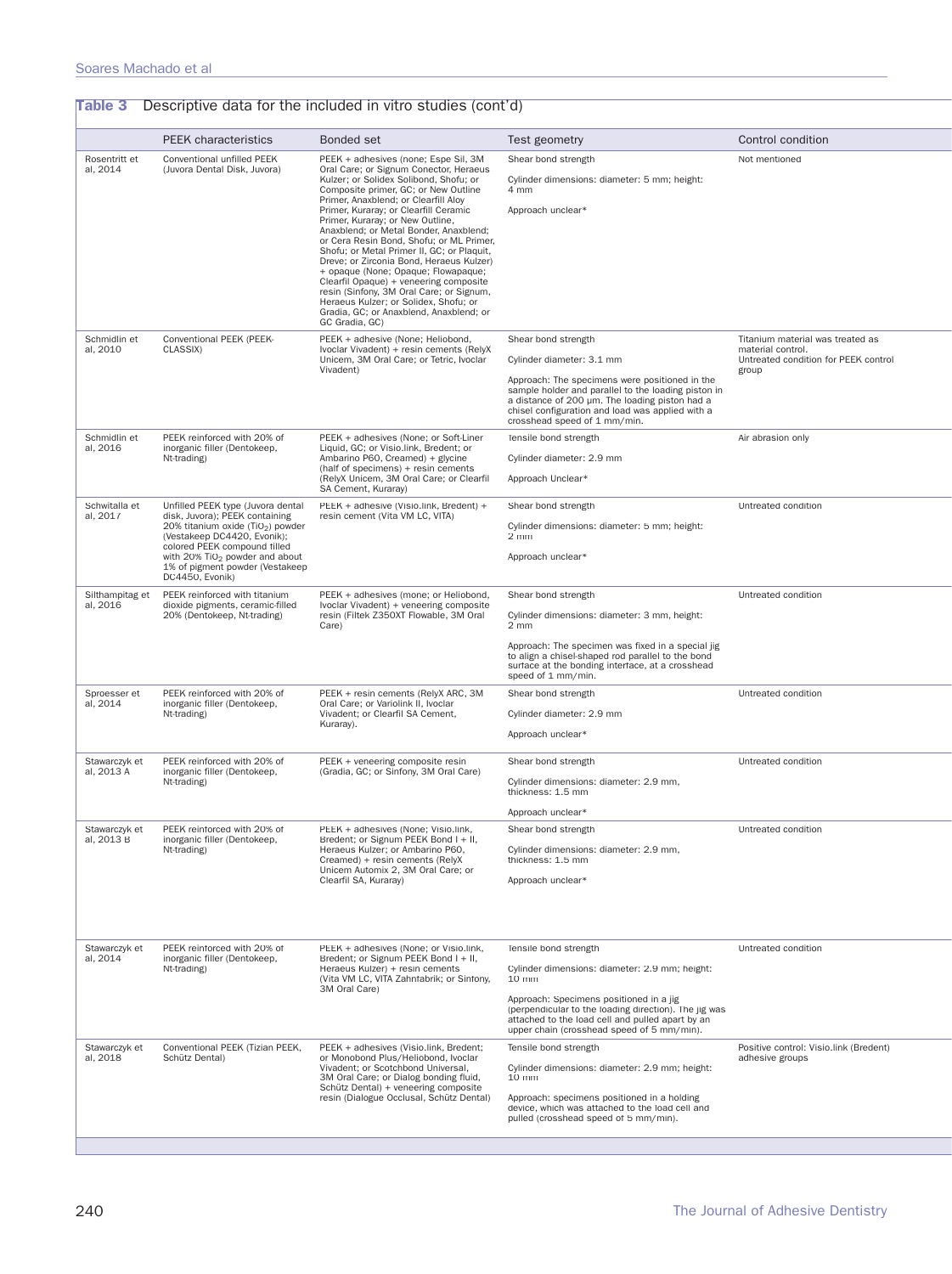**Table 3** Descriptive data for the included in vitro studies (cont'd)

| | PEEK characteristics | Bonded set | Test geometry | Control condition |
|---|---|---|---|---|
| Rosentritt et al, 2014 | Conventional unfilled PEEK (Juvora Dental Disk, Juvora) | PEEK + adhesives (none; Espe Sil, 3M Oral Care; or Signum Conector, Heraeus Kulzer; or Solidex Solibond, Shofu; or Composite primer, GC; or New Outline Primer, Anaxblend; or Clearfill Aloy Primer, Kuraray; or Clearfill Ceramic Primer, Kuraray; or New Outline, Anaxblend; or Metal Bonder, Anaxblend; or Cera Resin Bond, Shofu; or ML Primer, Shofu; or Metal Primer II, GC; or Plaquit, Dreve; or Zirconia Bond, Heraeus Kulzer) + opaque (None; Opaque; Flowapaque; Clearfil Opaque) + veneering composite resin (Sinfony, 3M Oral Care; or Signum, Heraeus Kulzer; or Solidex, Shofu; or Gradia, GC; or Anaxblend, Anaxblend; or GC Gradia, GC) | Shear bond strength<br>Cylinder dimensions: diameter: 5 mm; height: 4 mm<br>Approach unclear* | Not mentioned |
| Schmidlin et al, 2010 | Conventional PEEK (PEEK-CLASSIX) | PEEK + adhesive (None; Heliobond, Ivoclar Vivadent) + resin cements (RelyX Unicem, 3M Oral Care; or Tetric, Ivoclar Vivadent) | Shear bond strength<br>Cylinder diameter: 3.1 mm<br>Approach: The specimens were positioned in the sample holder and parallel to the loading piston in a distance of 200 µm. The loading piston had a chisel configuration and load was applied with a crosshead speed of 1 mm/min. | Titanium material was treated as material control.<br>Untreated condition for PEEK control group |
| Schmidlin et al, 2016 | PEEK reinforced with 20% of inorganic filler (Dentokeep, Nt-trading) | PEEK + adhesives (None; or Soft-Liner Liquid, GC; or Visio.link, Bredent; or Ambarino P60, Creamed) + glycine (half of specimens) + resin cements (RelyX Unicem, 3M Oral Care; or Clearfil SA Cement, Kuraray) | Tensile bond strength<br>Cylinder diameter: 2.9 mm<br>Approach Unclear* | Air abrasion only |
| Schwitalla et al, 2017 | Unfilled PEEK type (Juvora dental disk, Juvora); PEEK containing 20% titanium oxide ($TiO_2$) powder (Vestakeep DC4420, Evonik); colored PEEK compound filled with 20% $TiO_2$ powder and about 1% of pigment powder (Vestakeep DC4450, Evonik) | PEEK + adhesive (Visio.link, Bredent) + resin cement (Vita VM LC, VITA) | Shear bond strength<br>Cylinder dimensions: diameter: 5 mm; height: 2 mm<br>Approach unclear* | Untreated condition |
| Silthampitag et al, 2016 | PEEK reinforced with titanium dioxide pigments, ceramic-filled 20% (Dentokeep, Nt-trading) | PEEK + adhesives (mone; or Heliobond, Ivoclar Vivadent) + veneering composite resin (Filtek Z350XT Flowable, 3M Oral Care) | Shear bond strength<br>Cylinder dimensions: diameter: 3 mm, height: 2 mm<br>Approach: The specimen was fixed in a special jig to align a chisel-shaped rod parallel to the bond surface at the bonding interface, at a crosshead speed of 1 mm/min. | Untreated condition |
| Sproesser et al, 2014 | PEEK reinforced with 20% of inorganic filler (Dentokeep, Nt-trading) | PEEK + resin cements (RelyX ARC, 3M Oral Care; or Variolink II, Ivoclar Vivadent; or Clearfil SA Cement, Kuraray). | Shear bond strength<br>Cylinder diameter: 2.9 mm<br>Approach unclear* | Untreated condition |
| Stawarczyk et al, 2013 A | PEEK reinforced with 20% of inorganic filler (Dentokeep, Nt-trading) | PEEK + veneering composite resin (Gradia, GC; or Sinfony, 3M Oral Care) | Shear bond strength<br>Cylinder dimensions: diameter: 2.9 mm, thickness: 1.5 mm<br>Approach unclear* | Untreated condition |
| Stawarczyk et al, 2013 B | PEEK reinforced with 20% of inorganic filler (Dentokeep, Nt-trading) | PEEK + adhesives (None; Visio.link, Bredent; or Signum PEEK Bond I + II, Heraeus Kulzer; or Ambarino P60, Creamed) + resin cements (RelyX Unicem Automix 2, 3M Oral Care; or Clearfil SA, Kuraray) | Shear bond strength<br>Cylinder dimensions: diameter: 2.9 mm, thickness: 1.5 mm<br>Approach unclear* | Untreated condition |
| Stawarczyk et al, 2014 | PEEK reinforced with 20% of inorganic filler (Dentokeep, Nt-trading) | PEEK + adhesives (None; or Visio.link, Bredent; or Signum PEEK Bond I + II, Heraeus Kulzer) + resin cements (Vita VM LC, VITA Zahnfabrik; or Sinfony, 3M Oral Care) | Tensile bond strength<br>Cylinder dimensions: diameter: 2.9 mm; height: 10 mm<br>Approach: Specimens positioned in a jig (perpendicular to the loading direction). The jig was attached to the load cell and pulled apart by an upper chain (crosshead speed of 5 mm/min). | Untreated condition |
| Stawarczyk et al, 2018 | Conventional PEEK (Tizian PEEK, Schütz Dental) | PEEK + adhesives (Visio.link, Bredent; or Monobond Plus/Heliobond, Ivoclar Vivadent; or Scotchbond Universal, 3M Oral Care; or Dialog bonding fluid, Schütz Dental) + veneering composite resin (Dialogue Occlusal, Schütz Dental) | Tensile bond strength<br>Cylinder dimensions: diameter: 2.9 mm; height: 10 mm<br>Approach: specimens positioned in a holding device, which was attached to the load cell and pulled (crosshead speed of 5 mm/min). | Positive control: Visio.link (Bredent) adhesive groups |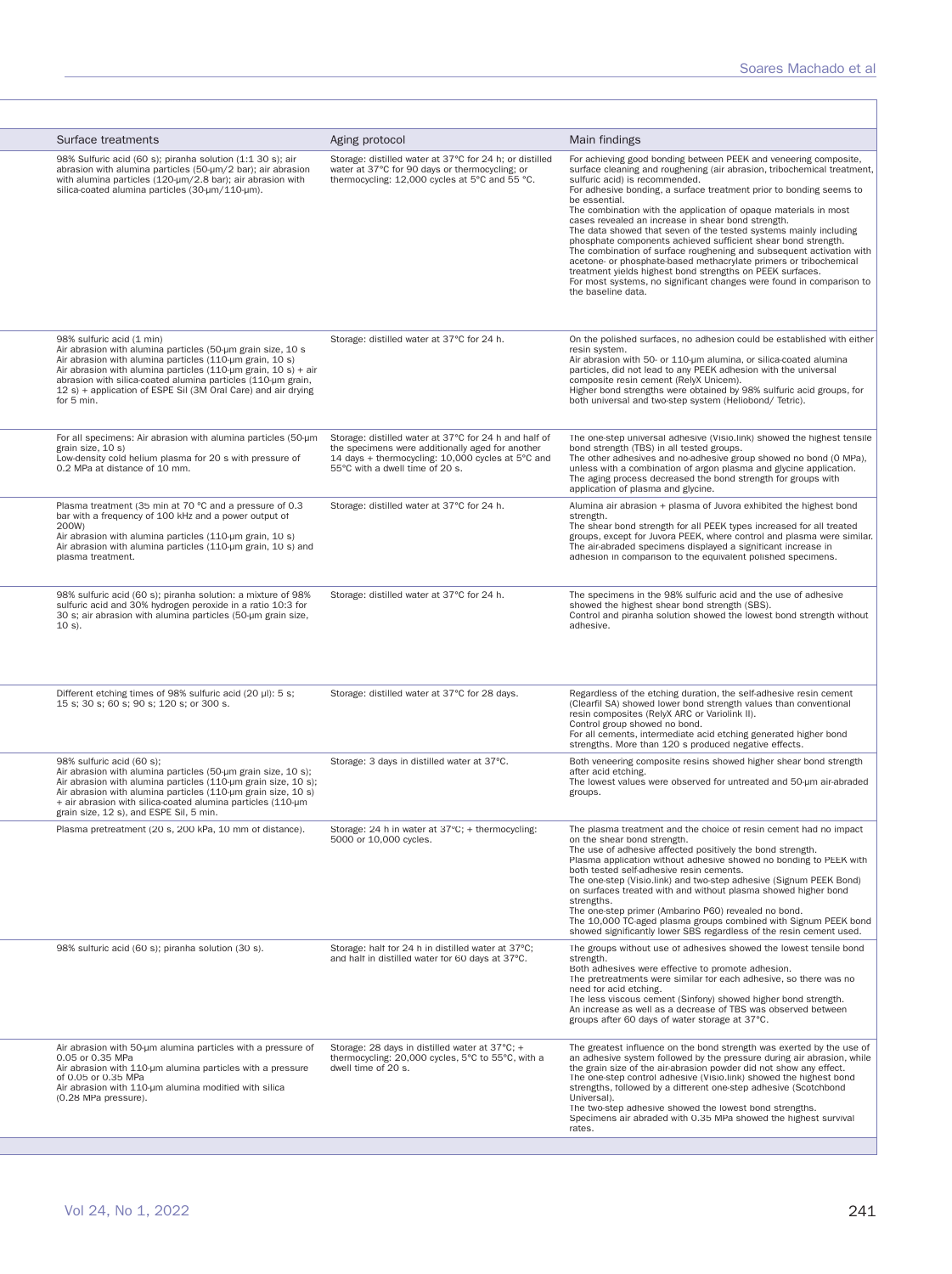| Surface treatments | Aging protocol | Main findings |
|---|---|---|
| 98% Sulfuric acid (60 s); piranha solution (1:1 30 s); air abrasion with alumina particles (50-µm/2 bar); air abrasion with alumina particles (120-µm/2.8 bar); air abrasion with silica-coated alumina particles (30-µm/110-µm). | Storage: distilled water at 37°C for 24 h; or distilled water at 37°C for 90 days or thermocycling; or thermocycling: 12,000 cycles at 5°C and 55 °C. | For achieving good bonding between PEEK and veneering composite, surface cleaning and roughening (air abrasion, tribochemical treatment, sulfuric acid) is recommended.<br>For adhesive bonding, a surface treatment prior to bonding seems to be essential.<br>The combination with the application of opaque materials in most cases revealed an increase in shear bond strength.<br>The data showed that seven of the tested systems mainly including phosphate components achieved sufficient shear bond strength.<br>The combination of surface roughening and subsequent activation with acetone- or phosphate-based methacrylate primers or tribochemical treatment yields highest bond strengths on PEEK surfaces.<br>For most systems, no significant changes were found in comparison to the baseline data. |
| 98% sulfuric acid (1 min)<br>Air abrasion with alumina particles (50-µm grain size, 10 s<br>Air abrasion with alumina particles (110-µm grain, 10 s)<br>Air abrasion with alumina particles (110-µm grain, 10 s) + air abrasion with silica-coated alumina particles (110-µm grain, 12 s) + application of ESPE Sil (3M Oral Care) and air drying for 5 min. | Storage: distilled water at 37°C for 24 h. | On the polished surfaces, no adhesion could be established with either resin system.<br>Air abrasion with 50- or 110-µm alumina, or silica-coated alumina particles, did not lead to any PEEK adhesion with the universal composite resin cement (RelyX Unicem).<br>Higher bond strengths were obtained by 98% sulfuric acid groups, for both universal and two-step system (Heliobond/ Tetric). |
| For all specimens: Air abrasion with alumina particles (50-µm grain size, 10 s)<br>Low-density cold helium plasma for 20 s with pressure of 0.2 MPa at distance of 10 mm. | Storage: distilled water at 37°C for 24 h and half of the specimens were additionally aged for another 14 days + thermocycling: 10,000 cycles at 5°C and 55°C with a dwell time of 20 s. | The one-step universal adhesive (Visio.link) showed the highest tensile bond strength (TBS) in all tested groups.<br>The other adhesives and no-adhesive group showed no bond (0 MPa), unless with a combination of argon plasma and glycine application.<br>The aging process decreased the bond strength for groups with application of plasma and glycine. |
| Plasma treatment (35 min at 70 °C and a pressure of 0.3 bar with a frequency of 100 kHz and a power output of 200W)<br>Air abrasion with alumina particles (110-µm grain, 10 s)<br>Air abrasion with alumina particles (110-µm grain, 10 s) and plasma treatment. | Storage: distilled water at 37°C for 24 h. | Alumina air abrasion + plasma of Juvora exhibited the highest bond strength.<br>The shear bond strength for all PEEK types increased for all treated groups, except for Juvora PEEK, where control and plasma were similar.<br>The air-abraded specimens displayed a significant increase in adhesion in comparison to the equivalent polished specimens. |
| 98% sulfuric acid (60 s); piranha solution: a mixture of 98% sulfuric acid and 30% hydrogen peroxide in a ratio 10:3 for 30 s; air abrasion with alumina particles (50-µm grain size, 10 s). | Storage: distilled water at 37°C for 24 h. | The specimens in the 98% sulfuric acid and the use of adhesive showed the highest shear bond strength (SBS).<br>Control and piranha solution showed the lowest bond strength without adhesive. |
| Different etching times of 98% sulfuric acid (20 µl): 5 s; 15 s; 30 s; 60 s; 90 s; 120 s; or 300 s. | Storage: distilled water at 37°C for 28 days. | Regardless of the etching duration, the self-adhesive resin cement (Clearfil SA) showed lower bond strength values than conventional resin composites (RelyX ARC or Variolink II).<br>Control group showed no bond.<br>For all cements, intermediate acid etching generated higher bond strengths. More than 120 s produced negative effects. |
| 98% sulfuric acid (60 s);<br>Air abrasion with alumina particles (50-µm grain size, 10 s);<br>Air abrasion with alumina particles (110-µm grain size, 10 s);<br>Air abrasion with alumina particles (110-µm grain size, 10 s) + air abrasion with silica-coated alumina particles (110-µm grain size, 12 s), and ESPE Sil, 5 min. | Storage: 3 days in distilled water at 37°C. | Both veneering composite resins showed higher shear bond strength after acid etching.<br>The lowest values were observed for untreated and 50-µm air-abraded groups. |
| Plasma pretreatment (20 s, 200 kPa, 10 mm of distance). | Storage: 24 h in water at 37°C; + thermocycling: 5000 or 10,000 cycles. | The plasma treatment and the choice of resin cement had no impact on the shear bond strength.<br>The use of adhesive affected positively the bond strength.<br>Plasma application without adhesive showed no bonding to PEEK with both tested self-adhesive resin cements.<br>The one-step (Visio.link) and two-step adhesive (Signum PEEK Bond) on surfaces treated with and without plasma showed higher bond strengths.<br>The one-step primer (Ambarino P60) revealed no bond.<br>The 10,000 TC-aged plasma groups combined with Signum PEEK bond showed significantly lower SBS regardless of the resin cement used. |
| 98% sulfuric acid (60 s); piranha solution (30 s). | Storage: half for 24 h in distilled water at 37°C; and half in distilled water for 60 days at 37°C. | The groups without use of adhesives showed the lowest tensile bond strength.<br>Both adhesives were effective to promote adhesion.<br>The pretreatments were similar for each adhesive, so there was no need for acid etching.<br>The less viscous cement (Sinfony) showed higher bond strength.<br>An increase as well as a decrease of TBS was observed between groups after 60 days of water storage at 37°C. |
| Air abrasion with 50-µm alumina particles with a pressure of 0.05 or 0.35 MPa<br>Air abrasion with 110-µm alumina particles with a pressure of 0.05 or 0.35 MPa<br>Air abrasion with 110-µm alumina modified with silica (0.28 MPa pressure). | Storage: 28 days in distilled water at 37°C; + thermocycling: 20,000 cycles, 5°C to 55°C, with a dwell time of 20 s. | The greatest influence on the bond strength was exerted by the use of an adhesive system followed by the pressure during air abrasion, while the grain size of the air-abrasion powder did not show any effect.<br>The one-step control adhesive (Visio.link) showed the highest bond strengths, followed by a different one-step adhesive (Scotchbond Universal).<br>The two-step adhesive showed the lowest bond strengths.<br>Specimens air abraded with 0.35 MPa showed the highest survival rates. |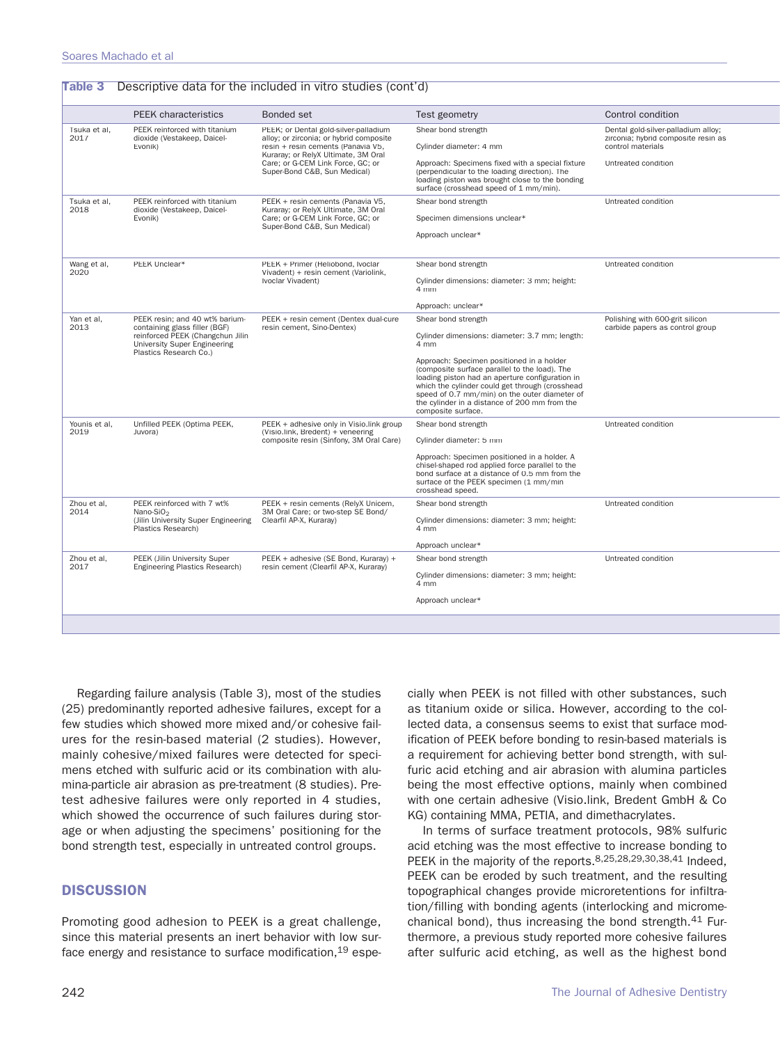**Table 3** Descriptive data for the included in vitro studies (cont'd)

| | PEEK characteristics | Bonded set | Test geometry | Control condition |
|---|---|---|---|---|
| Tsuka et al, 2017 | PEEK reinforced with titanium dioxide (Vestakeep, Daicel-Evonik) | PEEK; or Dental gold-silver-palladium alloy; or zirconia; or hybrid composite resin + resin cements (Panavia V5, Kuraray; or RelyX Ultimate, 3M Oral Care; or G-CEM Link Force, GC; or Super-Bond C&B, Sun Medical) | Shear bond strength<br><br>Cylinder diameter: 4 mm<br><br>Approach: Specimens fixed with a special fixture (perpendicular to the loading direction). The loading piston was brought close to the bonding surface (crosshead speed of 1 mm/min). | Dental gold-silver-palladium alloy; zirconia; hybrid composite resin as control materials<br><br>Untreated condition |
| Tsuka et al, 2018 | PEEK reinforced with titanium dioxide (Vestakeep, Daicel-Evonik) | PEEK + resin cements (Panavia V5, Kuraray; or RelyX Ultimate, 3M Oral Care; or G-CEM Link Force, GC; or Super-Bond C&B, Sun Medical) | Shear bond strength<br><br>Specimen dimensions unclear*<br><br>Approach unclear* | Untreated condition |
| Wang et al, 2020 | PEEK Unclear* | PEEK + Primer (Heliobond, Ivoclar Vivadent) + resin cement (Variolink, Ivoclar Vivadent) | Shear bond strength<br><br>Cylinder dimensions: diameter: 3 mm; height: 4 mm<br><br>Approach: unclear* | Untreated condition |
| Yan et al, 2013 | PEEK resin; and 40 wt% barium-containing glass filler (BGF) reinforced PEEK (Changchun Jilin University Super Engineering Plastics Research Co.) | PEEK + resin cement (Dentex dual-cure resin cement, Sino-Dentex) | Shear bond strength<br><br>Cylinder dimensions: diameter: 3.7 mm; length: 4 mm<br><br>Approach: Specimen positioned in a holder (composite surface parallel to the load). The loading piston had an aperture configuration in which the cylinder could get through (crosshead speed of 0.7 mm/min) on the outer diameter of the cylinder in a distance of 200 mm from the composite surface. | Polishing with 600-grit silicon carbide papers as control group |
| Younis et al, 2019 | Unfilled PEEK (Optima PEEK, Juvora) | PEEK + adhesive only in Visio.link group (Visio.link, Bredent) + veneering composite resin (Sinfony, 3M Oral Care) | Shear bond strength<br><br>Cylinder diameter: 5 mm<br><br>Approach: Specimen positioned in a holder. A chisel-shaped rod applied force parallel to the bond surface at a distance of 0.5 mm from the surface of the PEEK specimen (1 mm/min crosshead speed. | Untreated condition |
| Zhou et al, 2014 | PEEK reinforced with 7 wt% Nano-$SiO_2$<br>(Jilin University Super Engineering Plastics Research) | PEEK + resin cements (RelyX Unicem, 3M Oral Care; or two-step SE Bond/ Clearfil AP-X, Kuraray) | Shear bond strength<br><br>Cylinder dimensions: diameter: 3 mm; height: 4 mm<br><br>Approach unclear* | Untreated condition |
| Zhou et al, 2017 | PEEK (Jilin University Super Engineering Plastics Research) | PEEK + adhesive (SE Bond, Kuraray) + resin cement (Clearfil AP-X, Kuraray) | Shear bond strength<br><br>Cylinder dimensions: diameter: 3 mm; height: 4 mm<br><br>Approach unclear* | Untreated condition |

Regarding failure analysis (Table 3), most of the studies (25) predominantly reported adhesive failures, except for a few studies which showed more mixed and/or cohesive failures for the resin-based material (2 studies). However, mainly cohesive/mixed failures were detected for specimens etched with sulfuric acid or its combination with alumina-particle air abrasion as pre-treatment (8 studies). Pretest adhesive failures were only reported in 4 studies, which showed the occurrence of such failures during storage or when adjusting the specimens' positioning for the bond strength test, especially in untreated control groups.

## DISCUSSION

Promoting good adhesion to PEEK is a great challenge, since this material presents an inert behavior with low surface energy and resistance to surface modification,[19] especially when PEEK is not filled with other substances, such as titanium oxide or silica. However, according to the collected data, a consensus seems to exist that surface modification of PEEK before bonding to resin-based materials is a requirement for achieving better bond strength, with sulfuric acid etching and air abrasion with alumina particles being the most effective options, mainly when combined with one certain adhesive (Visio.link, Bredent GmbH & Co KG) containing MMA, PETIA, and dimethacrylates.

In terms of surface treatment protocols, 98% sulfuric acid etching was the most effective to increase bonding to PEEK in the majority of the reports.[8,25,28,29,30,38,41] Indeed, PEEK can be eroded by such treatment, and the resulting topographical changes provide microretentions for infiltration/filling with bonding agents (interlocking and micromechanical bond), thus increasing the bond strength.[41] Furthermore, a previous study reported more cohesive failures after sulfuric acid etching, as well as the highest bond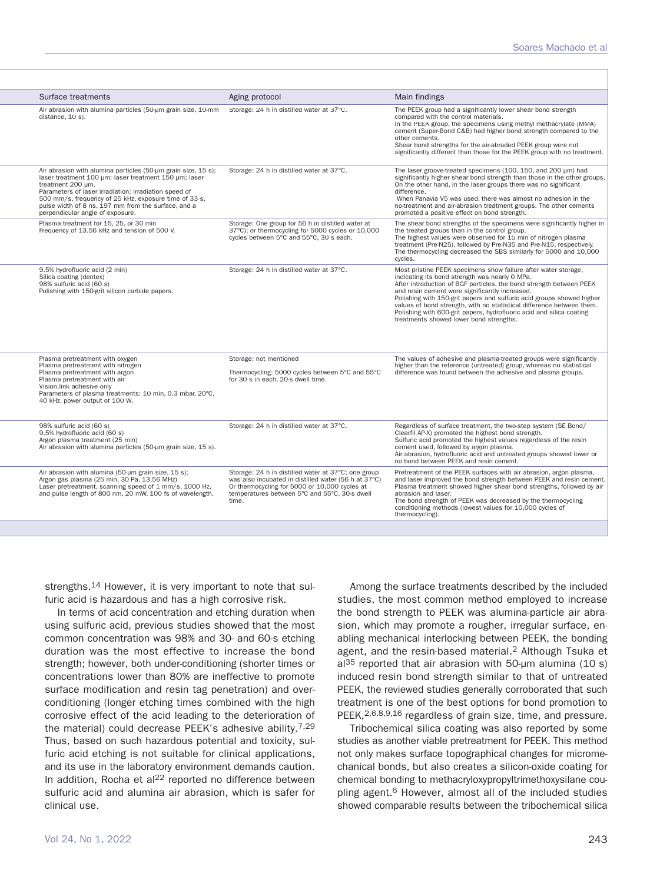| Surface treatments | Aging protocol | Main findings |
|---|---|---|
| Air abrasion with alumina particles (50-µm grain size, 10-mm distance, 10 s). | Storage: 24 h in distilled water at 37°C. | The PEEK group had a significantly lower shear bond strength compared with the control materials.<br>In the PEEK group, the specimens using methyl methacrylate (MMA) cement (Super-Bond C&B) had higher bond strength compared to the other cements.<br>Shear bond strengths for the air-abraded PEEK group were not significantly different than those for the PEEK group with no treatment. |
| Air abrasion with alumina particles (50-µm grain size, 15 s); laser treatment 100 µm; laser treatment 150 µm; laser treatment 200 µm.<br>Parameters of laser irradiation: irradiation speed of 500 mm/s, frequency of 25 kHz, exposure time of 33 s, pulse width of 8 ns, 197 mm from the surface, and a perpendicular angle of exposure. | Storage: 24 h in distilled water at 37°C. | The laser groove-treated specimens (100, 150, and 200 µm) had significantly higher shear bond strength than those in the other groups. On the other hand, in the laser groups there was no significant difference.<br>When Panavia V5 was used, there was almost no adhesion in the no-treatment and air-abrasion treatment groups. The other cements promoted a positive effect on bond strength. |
| Plasma treatment for 15, 25, or 30 min<br>Frequency of 13.56 kHz and tension of 500 V. | Storage: One group for 56 h in distilled water at 37°C); or thermocycling for 5000 cycles or 10,000 cycles between 5°C and 55°C, 30 s each. | The shear bond strengths of the specimens were significantly higher in the treated groups than in the control group.<br>The highest values were observed for 15 min of nitrogen plasma treatment (Pre-N25), followed by Pre-N35 and Pre-N15, respectively.<br>The thermocycling decreased the SBS similarly for 5000 and 10,000 cycles. |
| 9.5% hydrofluoric acid (2 min)<br>Silica coating (dentex)<br>98% sulfuric acid (60 s)<br>Polishing with 150-grit silicon carbide papers. | Storage: 24 h in distilled water at 37°C. | Most pristine PEEK specimens show failure after water storage, indicating its bond strength was nearly 0 MPa.<br>After introduction of BGF particles, the bond strength between PEEK and resin cement were significantly increased.<br>Polishing with 150-grit papers and sulfuric acid groups showed higher values of bond strength, with no statistical difference between them.<br>Polishing with 600-grit papers, hydrofluoric acid and silica coating treatments showed lower bond strengths. |
| Plasma pretreatment with oxygen<br>Plasma pretreatment with nitrogen<br>Plasma pretreatment with argon<br>Plasma pretreatment with air<br>Visio.link adhesive only<br>Parameters of plasma treatments: 10 min, 0.3 mbar, 20°C, 40 kHz, power output of 100 W. | Storage: not mentioned<br>Thermocycling: 5000 cycles between 5°C and 55°C for 30 s in each, 20-s dwell time. | The values of adhesive and plasma-treated groups were significantly higher than the reference (untreated) group, whereas no statistical difference was found between the adhesive and plasma groups. |
| 98% sulfuric acid (60 s)<br>9.5% hydrofluoric acid (60 s)<br>Argon plasma treatment (25 min)<br>Air abrasion with alumina particles (50-µm grain size, 15 s). | Storage: 24 h in distilled water at 37°C. | Regardless of surface treatment, the two-step system (SE Bond/ Clearfil AP-X) promoted the highest bond strength.<br>Sulfuric acid promoted the highest values regardless of the resin cement used, followed by argon plasma.<br>Air abrasion, hydrofluoric acid and untreated groups showed lower or no bond between PEEK and resin cement. |
| Air abrasion with alumina (50-µm grain size, 15 s);<br>Argon gas plasma (25 min, 30 Pa, 13.56 MHz)<br>Laser pretreatment, scanning speed of 1 mm/s, 1000 Hz, and pulse length of 800 nm, 20 mW, 100 fs of wavelength. | Storage: 24 h in distilled water at 37°C; one group was also incubated in distilled water (56 h at 37°C)<br>Or thermocycling for 5000 or 10,000 cycles at temperatures between 5°C and 55°C, 30-s dwell time. | Pretreatment of the PEEK surfaces with air abrasion, argon plasma, and laser improved the bond strength between PEEK and resin cement.<br>Plasma treatment showed higher shear bond strengths, followed by air abrasion and laser.<br>The bond strength of PEEK was decreased by the thermocycling conditioning methods (lowest values for 10,000 cycles of thermocycling). |

strengths.[14] However, it is very important to note that sulfuric acid is hazardous and has a high corrosive risk.

In terms of acid concentration and etching duration when using sulfuric acid, previous studies showed that the most common concentration was 98% and 30- and 60-s etching duration was the most effective to increase the bond strength; however, both under-conditioning (shorter times or concentrations lower than 80% are ineffective to promote surface modification and resin tag penetration) and over-conditioning (longer etching times combined with the high corrosive effect of the acid leading to the deterioration of the material) could decrease PEEK's adhesive ability.[7,29] Thus, based on such hazardous potential and toxicity, sulfuric acid etching is not suitable for clinical applications, and its use in the laboratory environment demands caution. In addition, Rocha et al[22] reported no difference between sulfuric acid and alumina air abrasion, which is safer for clinical use.

Among the surface treatments described by the included studies, the most common method employed to increase the bond strength to PEEK was alumina-particle air abrasion, which may promote a rougher, irregular surface, enabling mechanical interlocking between PEEK, the bonding agent, and the resin-based material.[2] Although Tsuka et al[35] reported that air abrasion with 50-µm alumina (10 s) induced resin bond strength similar to that of untreated PEEK, the reviewed studies generally corroborated that such treatment is one of the best options for bond promotion to PEEK,[2,6,8,9,16] regardless of grain size, time, and pressure.

Tribochemical silica coating was also reported by some studies as another viable pretreatment for PEEK. This method not only makes surface topographical changes for micromechanical bonds, but also creates a silicon-oxide coating for chemical bonding to methacryloxypropyltrimethoxysilane coupling agent.[6] However, almost all of the included studies showed comparable results between the tribochemical silica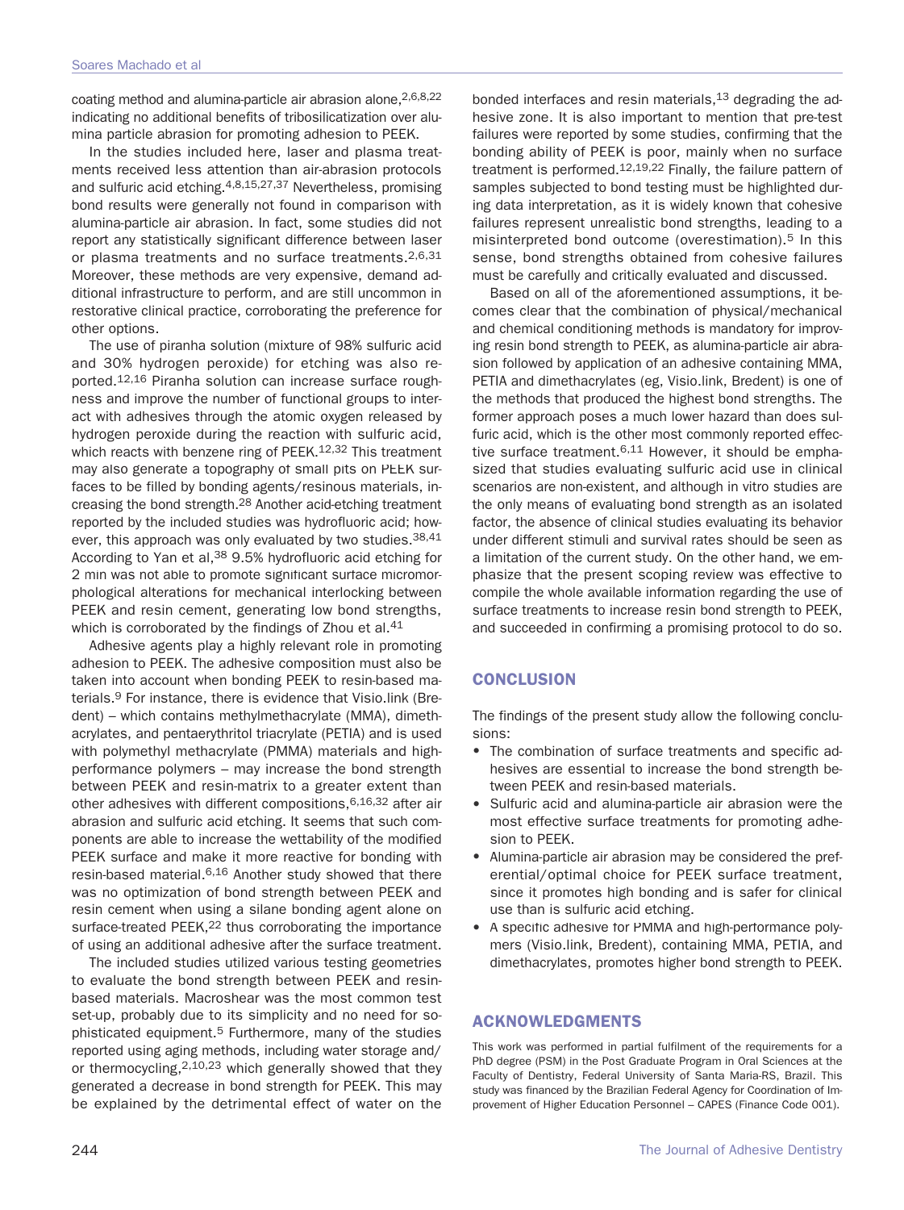coating method and alumina-particle air abrasion alone,[2,6,8,22] indicating no additional benefits of tribosilicatization over alumina particle abrasion for promoting adhesion to PEEK.

In the studies included here, laser and plasma treatments received less attention than air-abrasion protocols and sulfuric acid etching.[4,8,15,27,37] Nevertheless, promising bond results were generally not found in comparison with alumina-particle air abrasion. In fact, some studies did not report any statistically significant difference between laser or plasma treatments and no surface treatments.[2,6,31] Moreover, these methods are very expensive, demand additional infrastructure to perform, and are still uncommon in restorative clinical practice, corroborating the preference for other options.

The use of piranha solution (mixture of 98% sulfuric acid and 30% hydrogen peroxide) for etching was also reported.[12,16] Piranha solution can increase surface roughness and improve the number of functional groups to interact with adhesives through the atomic oxygen released by hydrogen peroxide during the reaction with sulfuric acid, which reacts with benzene ring of PEEK.[12,32] This treatment may also generate a topography of small pits on PEEK surfaces to be filled by bonding agents/resinous materials, increasing the bond strength.[28] Another acid-etching treatment reported by the included studies was hydrofluoric acid; however, this approach was only evaluated by two studies.[38,41] According to Yan et al,[38] 9.5% hydrofluoric acid etching for 2 min was not able to promote significant surface micromorphological alterations for mechanical interlocking between PEEK and resin cement, generating low bond strengths, which is corroborated by the findings of Zhou et al.[41]

Adhesive agents play a highly relevant role in promoting adhesion to PEEK. The adhesive composition must also be taken into account when bonding PEEK to resin-based materials.[9] For instance, there is evidence that Visio.link (Bredent) – which contains methylmethacrylate (MMA), dimethacrylates, and pentaerythritol triacrylate (PETIA) and is used with polymethyl methacrylate (PMMA) materials and high-performance polymers – may increase the bond strength between PEEK and resin-matrix to a greater extent than other adhesives with different compositions,[6,16,32] after air abrasion and sulfuric acid etching. It seems that such components are able to increase the wettability of the modified PEEK surface and make it more reactive for bonding with resin-based material.[6,16] Another study showed that there was no optimization of bond strength between PEEK and resin cement when using a silane bonding agent alone on surface-treated PEEK,[22] thus corroborating the importance of using an additional adhesive after the surface treatment.

The included studies utilized various testing geometries to evaluate the bond strength between PEEK and resin-based materials. Macroshear was the most common test set-up, probably due to its simplicity and no need for sophisticated equipment.[5] Furthermore, many of the studies reported using aging methods, including water storage and/or thermocycling,[2,10,23] which generally showed that they generated a decrease in bond strength for PEEK. This may be explained by the detrimental effect of water on the bonded interfaces and resin materials,[13] degrading the adhesive zone. It is also important to mention that pre-test failures were reported by some studies, confirming that the bonding ability of PEEK is poor, mainly when no surface treatment is performed.[12,19,22] Finally, the failure pattern of samples subjected to bond testing must be highlighted during data interpretation, as it is widely known that cohesive failures represent unrealistic bond strengths, leading to a misinterpreted bond outcome (overestimation).[5] In this sense, bond strengths obtained from cohesive failures must be carefully and critically evaluated and discussed.

Based on all of the aforementioned assumptions, it becomes clear that the combination of physical/mechanical and chemical conditioning methods is mandatory for improving resin bond strength to PEEK, as alumina-particle air abrasion followed by application of an adhesive containing MMA, PETIA and dimethacrylates (eg, Visio.link, Bredent) is one of the methods that produced the highest bond strengths. The former approach poses a much lower hazard than does sulfuric acid, which is the other most commonly reported effective surface treatment.[6,11] However, it should be emphasized that studies evaluating sulfuric acid use in clinical scenarios are non-existent, and although in vitro studies are the only means of evaluating bond strength as an isolated factor, the absence of clinical studies evaluating its behavior under different stimuli and survival rates should be seen as a limitation of the current study. On the other hand, we emphasize that the present scoping review was effective to compile the whole available information regarding the use of surface treatments to increase resin bond strength to PEEK, and succeeded in confirming a promising protocol to do so.

## CONCLUSION

The findings of the present study allow the following conclusions:

- The combination of surface treatments and specific adhesives are essential to increase the bond strength between PEEK and resin-based materials.
- Sulfuric acid and alumina-particle air abrasion were the most effective surface treatments for promoting adhesion to PEEK.
- Alumina-particle air abrasion may be considered the preferential/optimal choice for PEEK surface treatment, since it promotes high bonding and is safer for clinical use than is sulfuric acid etching.
- A specific adhesive for PMMA and high-performance polymers (Visio.link, Bredent), containing MMA, PETIA, and dimethacrylates, promotes higher bond strength to PEEK.

## ACKNOWLEDGMENTS

This work was performed in partial fulfilment of the requirements for a PhD degree (PSM) in the Post Graduate Program in Oral Sciences at the Faculty of Dentistry, Federal University of Santa Maria-RS, Brazil. This study was financed by the Brazilian Federal Agency for Coordination of Improvement of Higher Education Personnel – CAPES (Finance Code 001).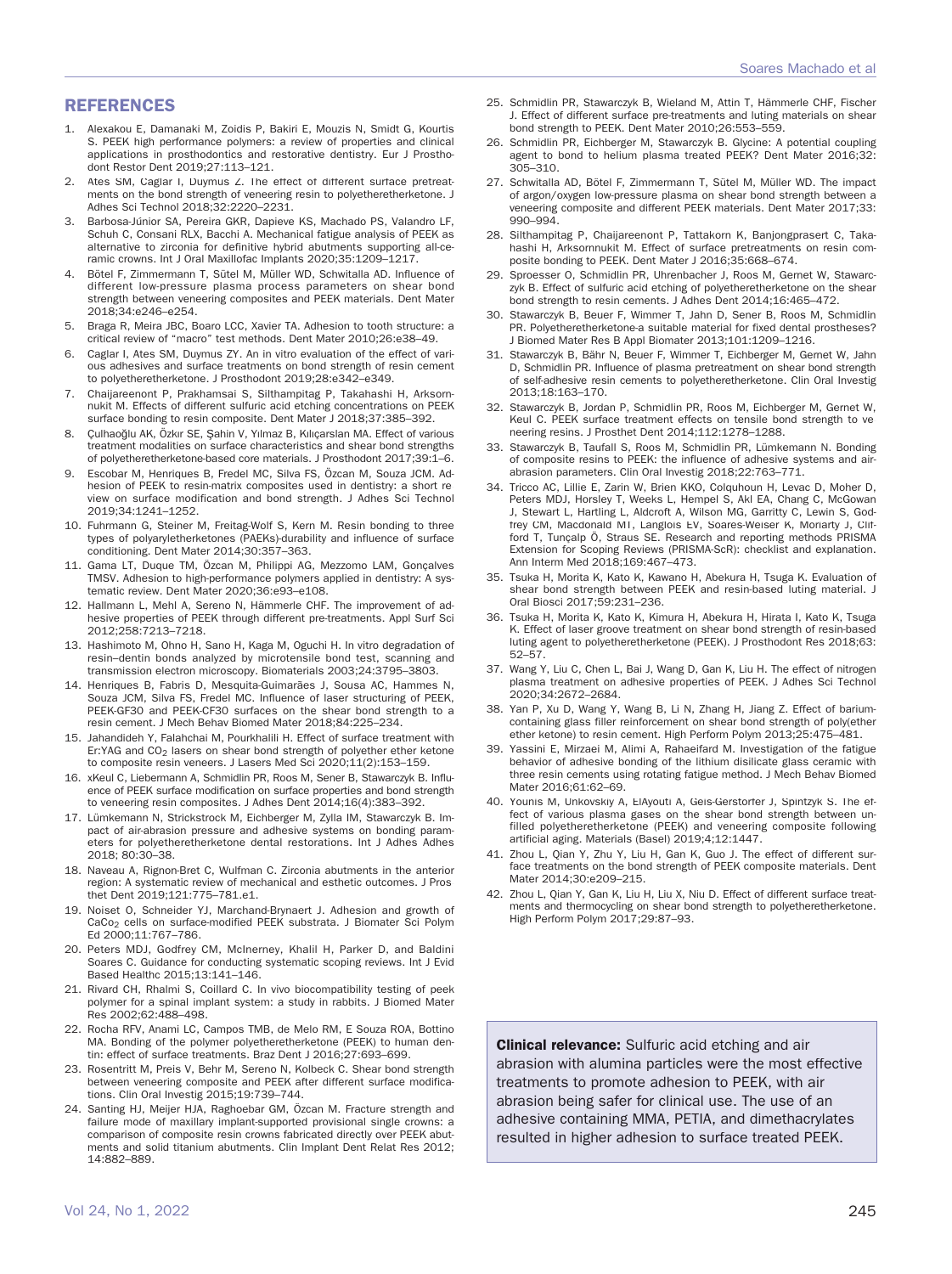## REFERENCES

1. Alexakou E, Damanaki M, Zoidis P, Bakiri E, Mouzis N, Smidt G, Kourtis S. PEEK high performance polymers: a review of properties and clinical applications in prosthodontics and restorative dentistry. Eur J Prosthodont Restor Dent 2019;27:113–121.
2. Ates SM, Caglar I, Duymus Z. The effect of different surface pretreatments on the bond strength of veneering resin to polyetheretherketone. J Adhes Sci Technol 2018;32:2220–2231.
3. Barbosa-Júnior SA, Pereira GKR, Dapieve KS, Machado PS, Valandro LF, Schuh C, Consani RLX, Bacchi A. Mechanical fatigue analysis of PEEK as alternative to zirconia for definitive hybrid abutments supporting all-ceramic crowns. Int J Oral Maxillofac Implants 2020;35:1209–1217.
4. Bötel F, Zimmermann T, Sütel M, Müller WD, Schwitalla AD. Influence of different low-pressure plasma process parameters on shear bond strength between veneering composites and PEEK materials. Dent Mater 2018;34:e246–e254.
5. Braga R, Meira JBC, Boaro LCC, Xavier TA. Adhesion to tooth structure: a critical review of "macro" test methods. Dent Mater 2010;26:e38–49.
6. Caglar I, Ates SM, Duymus ZY. An in vitro evaluation of the effect of various adhesives and surface treatments on bond strength of resin cement to polyetheretherketone. J Prosthodont 2019;28:e342–e349.
7. Chaijareenont P, Prakhamsai S, Silthampitag P, Takahashi H, Arksornnukit M. Effects of different sulfuric acid etching concentrations on PEEK surface bonding to resin composite. Dent Mater J 2018;37:385–392.
8. Çulhaoğlu AK, Özkır SE, Şahin V, Yılmaz B, Kılıçarslan MA. Effect of various treatment modalities on surface characteristics and shear bond strengths of polyetheretherketone-based core materials. J Prosthodont 2017;39:1–6.
9. Escobar M, Henriques B, Fredel MC, Silva FS, Özcan M, Souza JCM. Adhesion of PEEK to resin-matrix composites used in dentistry: a short review on surface modification and bond strength. J Adhes Sci Technol 2019;34:1241–1252.
10. Fuhrmann G, Steiner M, Freitag-Wolf S, Kern M. Resin bonding to three types of polyaryletherketones (PAEKs)-durability and influence of surface conditioning. Dent Mater 2014;30:357–363.
11. Gama LT, Duque TM, Özcan M, Philippi AG, Mezzomo LAM, Gonçalves TMSV. Adhesion to high-performance polymers applied in dentistry: A systematic review. Dent Mater 2020;36:e93–e108.
12. Hallmann L, Mehl A, Sereno N, Hämmerle CHF. The improvement of adhesive properties of PEEK through different pre-treatments. Appl Surf Sci 2012;258:7213–7218.
13. Hashimoto M, Ohno H, Sano H, Kaga M, Oguchi H. In vitro degradation of resin–dentin bonds analyzed by microtensile bond test, scanning and transmission electron microscopy. Biomaterials 2003;24:3795–3803.
14. Henriques B, Fabris D, Mesquita-Guimarães J, Sousa AC, Hammes N, Souza JCM, Silva FS, Fredel MC. Influence of laser structuring of PEEK, PEEK-GF30 and PEEK-CF30 surfaces on the shear bond strength to a resin cement. J Mech Behav Biomed Mater 2018;84:225–234.
15. Jahandideh Y, Falahchai M, Pourkhalili H. Effect of surface treatment with Er:YAG and $CO_2$ lasers on shear bond strength of polyether ether ketone to composite resin veneers. J Lasers Med Sci 2020;11(2):153–159.
16. xKeul C, Liebermann A, Schmidlin PR, Roos M, Sener B, Stawarczyk B. Influence of PEEK surface modification on surface properties and bond strength to veneering resin composites. J Adhes Dent 2014;16(4):383–392.
17. Lümkemann N, Strickstrock M, Eichberger M, Zylla IM, Stawarczyk B. Impact of air-abrasion pressure and adhesive systems on bonding parameters for polyetheretherketone dental restorations. Int J Adhes Adhes 2018; 80:30–38.
18. Naveau A, Rignon-Bret C, Wulfman C. Zirconia abutments in the anterior region: A systematic review of mechanical and esthetic outcomes. J Prosthet Dent 2019;121:775–781.e1.
19. Noiset O, Schneider YJ, Marchand-Brynaert J. Adhesion and growth of $CaCo_2$ cells on surface-modified PEEK substrata. J Biomater Sci Polym Ed 2000;11:767–786.
20. Peters MDJ, Godfrey CM, McInerney, Khalil H, Parker D, and Baldini Soares C. Guidance for conducting systematic scoping reviews. Int J Evid Based Healthc 2015;13:141–146.
21. Rivard CH, Rhalmi S, Coillard C. In vivo biocompatibility testing of peek polymer for a spinal implant system: a study in rabbits. J Biomed Mater Res 2002;62:488–498.
22. Rocha RFV, Anami LC, Campos TMB, de Melo RM, E Souza ROA, Bottino MA. Bonding of the polymer polyetheretherketone (PEEK) to human dentin: effect of surface treatments. Braz Dent J 2016;27:693–699.
23. Rosentritt M, Preis V, Behr M, Sereno N, Kolbeck C. Shear bond strength between veneering composite and PEEK after different surface modifications. Clin Oral Investig 2015;19:739–744.
24. Santing HJ, Meijer HJA, Raghoebar GM, Özcan M. Fracture strength and failure mode of maxillary implant-supported provisional single crowns: a comparison of composite resin crowns fabricated directly over PEEK abutments and solid titanium abutments. Clin Implant Dent Relat Res 2012; 14:882–889.
25. Schmidlin PR, Stawarczyk B, Wieland M, Attin T, Hämmerle CHF, Fischer J. Effect of different surface pre-treatments and luting materials on shear bond strength to PEEK. Dent Mater 2010;26:553–559.
26. Schmidlin PR, Eichberger M, Stawarczyk B. Glycine: A potential coupling agent to bond to helium plasma treated PEEK? Dent Mater 2016;32: 305–310.
27. Schwitalla AD, Bötel F, Zimmermann T, Sütel M, Müller WD. The impact of argon/oxygen low-pressure plasma on shear bond strength between a veneering composite and different PEEK materials. Dent Mater 2017;33: 990–994.
28. Silthampitag P, Chaijareenont P, Tattakorn K, Banjongprasert C, Takahashi H, Arksornnukit M. Effect of surface pretreatments on resin composite bonding to PEEK. Dent Mater J 2016;35:668–674.
29. Sproesser O, Schmidlin PR, Uhrenbacher J, Roos M, Gernet W, Stawarczyk B. Effect of sulfuric acid etching of polyetheretherketone on the shear bond strength to resin cements. J Adhes Dent 2014;16:465–472.
30. Stawarczyk B, Beuer F, Wimmer T, Jahn D, Sener B, Roos M, Schmidlin PR. Polyetheretherketone-a suitable material for fixed dental prostheses? J Biomed Mater Res B Appl Biomater 2013;101:1209–1216.
31. Stawarczyk B, Bähr N, Beuer F, Wimmer T, Eichberger M, Gernet W, Jahn D, Schmidlin PR. Influence of plasma pretreatment on shear bond strength of self-adhesive resin cements to polyetheretherketone. Clin Oral Investig 2013;18:163–170.
32. Stawarczyk B, Jordan P, Schmidlin PR, Roos M, Eichberger M, Gernet W, Keul C. PEEK surface treatment effects on tensile bond strength to veneering resins. J Prosthet Dent 2014;112:1278–1288.
33. Stawarczyk B, Taufall S, Roos M, Schmidlin PR, Lümkemann N. Bonding of composite resins to PEEK: the influence of adhesive systems and air-abrasion parameters. Clin Oral Investig 2018;22:763–771.
34. Tricco AC, Lillie E, Zarin W, Brien KKO, Colquhoun H, Levac D, Moher D, Peters MDJ, Horsley T, Weeks L, Hempel S, Akl EA, Chang C, McGowan J, Stewart L, Hartling L, Aldcroft A, Wilson MG, Garritty C, Lewin S, Godfrey CM, Macdonald MT, Langlois EV, Soares-Weiser K, Moriarty J, Clifford T, Tunçalp Ö, Straus SE. Research and reporting methods PRISMA Extension for Scoping Reviews (PRISMA-ScR): checklist and explanation. Ann Interm Med 2018;169:467–473.
35. Tsuka H, Morita K, Kato K, Kawano H, Abekura H, Tsuga K. Evaluation of shear bond strength between PEEK and resin-based luting material. J Oral Biosci 2017;59:231–236.
36. Tsuka H, Morita K, Kato K, Kimura H, Abekura H, Hirata I, Kato K, Tsuga K. Effect of laser groove treatment on shear bond strength of resin-based luting agent to polyetheretherketone (PEEK). J Prosthodont Res 2018;63: 52–57.
37. Wang Y, Liu C, Chen L, Bai J, Wang D, Gan K, Liu H. The effect of nitrogen plasma treatment on adhesive properties of PEEK. J Adhes Sci Technol 2020;34:2672–2684.
38. Yan P, Xu D, Wang Y, Wang B, Li N, Zhang H, Jiang Z. Effect of barium-containing glass filler reinforcement on shear bond strength of poly(ether ether ketone) to resin cement. High Perform Polym 2013;25:475–481.
39. Yassini E, Mirzaei M, Alimi A, Rahaeifard M. Investigation of the fatigue behavior of adhesive bonding of the lithium disilicate glass ceramic with three resin cements using rotating fatigue method. J Mech Behav Biomed Mater 2016;61:62–69.
40. Younis M, Unkovskiy A, ElAyouti A, Geis-Gerstorfer J, Spintzyk S. The effect of various plasma gases on the shear bond strength between unfilled polyetheretherketone (PEEK) and veneering composite following artificial aging. Materials (Basel) 2019;4;12:1447.
41. Zhou L, Qian Y, Zhu Y, Liu H, Gan K, Guo J. The effect of different surface treatments on the bond strength of PEEK composite materials. Dent Mater 2014;30:e209–215.
42. Zhou L, Qian Y, Gan K, Liu H, Liu X, Niu D. Effect of different surface treatments and thermocycling on shear bond strength to polyetheretherketone. High Perform Polym 2017;29:87–93.

**Clinical relevance:** Sulfuric acid etching and air abrasion with alumina particles were the most effective treatments to promote adhesion to PEEK, with air abrasion being safer for clinical use. The use of an adhesive containing MMA, PETIA, and dimethacrylates resulted in higher adhesion to surface treated PEEK.